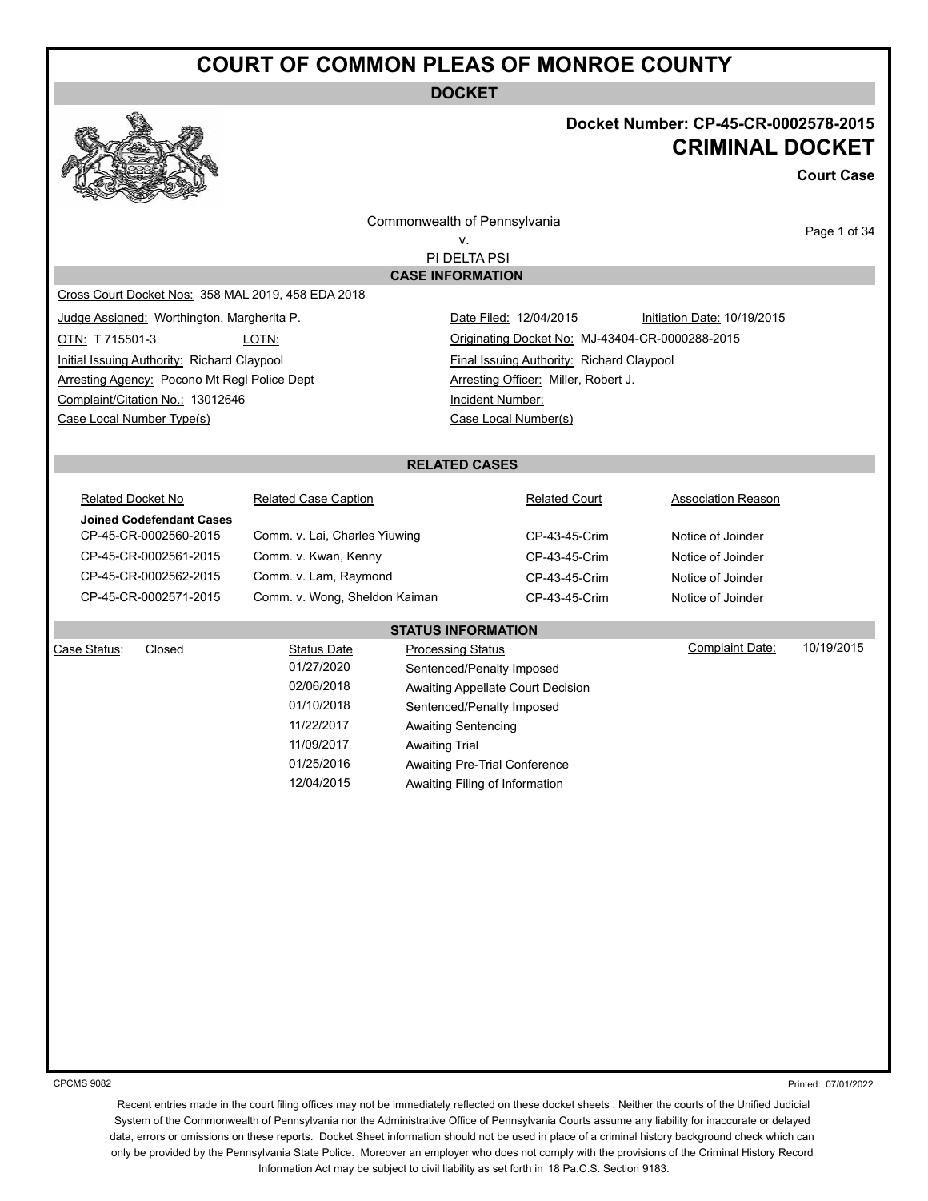# COURT OF COMMON PLEAS OF MONROE COUNTY

## DOCKET

**Docket Number: CP-45-CR-0002578-2015**

## CRIMINAL DOCKET

**Court Case**

Commonwealth of Pennsylvania
v.
PI DELTA PSI

### CASE INFORMATION

Cross Court Docket Nos: 358 MAL 2019, 458 EDA 2018

| | |
|---|---|
| Judge Assigned: Worthington, Margherita P. | Date Filed: 12/04/2015 / Initiation Date: 10/19/2015 |
| OTN: T 715501-3 / LOTN: | Originating Docket No: MJ-43404-CR-0000288-2015 |
| Initial Issuing Authority: Richard Claypool | Final Issuing Authority: Richard Claypool |
| Arresting Agency: Pocono Mt Regl Police Dept | Arresting Officer: Miller, Robert J. |
| Complaint/Citation No.: 13012646 | Incident Number: |
| Case Local Number Type(s) | Case Local Number(s) |

### RELATED CASES

| Related Docket No | Related Case Caption | Related Court | Association Reason |
|---|---|---|---|
| **Joined Codefendant Cases** | | | |
| CP-45-CR-0002560-2015 | Comm. v. Lai, Charles Yiuwing | CP-43-45-Crim | Notice of Joinder |
| CP-45-CR-0002561-2015 | Comm. v. Kwan, Kenny | CP-43-45-Crim | Notice of Joinder |
| CP-45-CR-0002562-2015 | Comm. v. Lam, Raymond | CP-43-45-Crim | Notice of Joinder |
| CP-45-CR-0002571-2015 | Comm. v. Wong, Sheldon Kaiman | CP-43-45-Crim | Notice of Joinder |

### STATUS INFORMATION

Case Status: Closed

Complaint Date: 10/19/2015

| Status Date | Processing Status |
|---|---|
| 01/27/2020 | Sentenced/Penalty Imposed |
| 02/06/2018 | Awaiting Appellate Court Decision |
| 01/10/2018 | Sentenced/Penalty Imposed |
| 11/22/2017 | Awaiting Sentencing |
| 11/09/2017 | Awaiting Trial |
| 01/25/2016 | Awaiting Pre-Trial Conference |
| 12/04/2015 | Awaiting Filing of Information |

CPCMS 9082

Printed: 07/01/2022

Recent entries made in the court filing offices may not be immediately reflected on these docket sheets . Neither the courts of the Unified Judicial System of the Commonwealth of Pennsylvania nor the Administrative Office of Pennsylvania Courts assume any liability for inaccurate or delayed data, errors or omissions on these reports. Docket Sheet information should not be used in place of a criminal history background check which can only be provided by the Pennsylvania State Police. Moreover an employer who does not comply with the provisions of the Criminal History Record Information Act may be subject to civil liability as set forth in 18 Pa.C.S. Section 9183.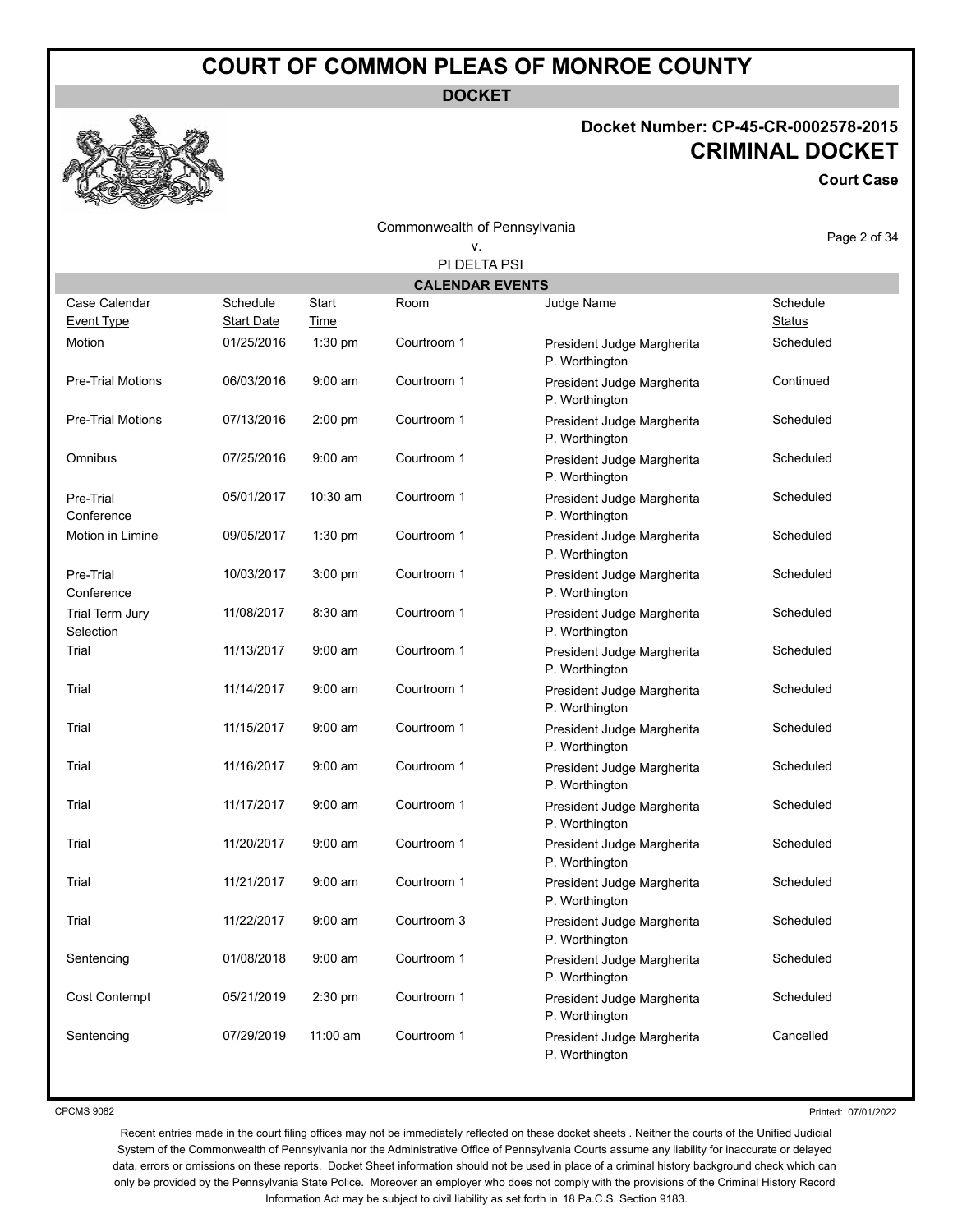# COURT OF COMMON PLEAS OF MONROE COUNTY

**DOCKET**

**Docket Number: CP-45-CR-0002578-2015**

## CRIMINAL DOCKET

**Court Case**

Commonwealth of Pennsylvania
v.
PI DELTA PSI

**CALENDAR EVENTS**

| Case Calendar Event Type | Schedule Start Date | Start Time | Room | Judge Name | Schedule Status |
|---|---|---|---|---|---|
| Motion | 01/25/2016 | 1:30 pm | Courtroom 1 | President Judge Margherita P. Worthington | Scheduled |
| Pre-Trial Motions | 06/03/2016 | 9:00 am | Courtroom 1 | President Judge Margherita P. Worthington | Continued |
| Pre-Trial Motions | 07/13/2016 | 2:00 pm | Courtroom 1 | President Judge Margherita P. Worthington | Scheduled |
| Omnibus | 07/25/2016 | 9:00 am | Courtroom 1 | President Judge Margherita P. Worthington | Scheduled |
| Pre-Trial Conference | 05/01/2017 | 10:30 am | Courtroom 1 | President Judge Margherita P. Worthington | Scheduled |
| Motion in Limine | 09/05/2017 | 1:30 pm | Courtroom 1 | President Judge Margherita P. Worthington | Scheduled |
| Pre-Trial Conference | 10/03/2017 | 3:00 pm | Courtroom 1 | President Judge Margherita P. Worthington | Scheduled |
| Trial Term Jury Selection | 11/08/2017 | 8:30 am | Courtroom 1 | President Judge Margherita P. Worthington | Scheduled |
| Trial | 11/13/2017 | 9:00 am | Courtroom 1 | President Judge Margherita P. Worthington | Scheduled |
| Trial | 11/14/2017 | 9:00 am | Courtroom 1 | President Judge Margherita P. Worthington | Scheduled |
| Trial | 11/15/2017 | 9:00 am | Courtroom 1 | President Judge Margherita P. Worthington | Scheduled |
| Trial | 11/16/2017 | 9:00 am | Courtroom 1 | President Judge Margherita P. Worthington | Scheduled |
| Trial | 11/17/2017 | 9:00 am | Courtroom 1 | President Judge Margherita P. Worthington | Scheduled |
| Trial | 11/20/2017 | 9:00 am | Courtroom 1 | President Judge Margherita P. Worthington | Scheduled |
| Trial | 11/21/2017 | 9:00 am | Courtroom 1 | President Judge Margherita P. Worthington | Scheduled |
| Trial | 11/22/2017 | 9:00 am | Courtroom 3 | President Judge Margherita P. Worthington | Scheduled |
| Sentencing | 01/08/2018 | 9:00 am | Courtroom 1 | President Judge Margherita P. Worthington | Scheduled |
| Cost Contempt | 05/21/2019 | 2:30 pm | Courtroom 1 | President Judge Margherita P. Worthington | Scheduled |
| Sentencing | 07/29/2019 | 11:00 am | Courtroom 1 | President Judge Margherita P. Worthington | Cancelled |

CPCMS 9082

Printed: 07/01/2022

Recent entries made in the court filing offices may not be immediately reflected on these docket sheets . Neither the courts of the Unified Judicial System of the Commonwealth of Pennsylvania nor the Administrative Office of Pennsylvania Courts assume any liability for inaccurate or delayed data, errors or omissions on these reports. Docket Sheet information should not be used in place of a criminal history background check which can only be provided by the Pennsylvania State Police. Moreover an employer who does not comply with the provisions of the Criminal History Record Information Act may be subject to civil liability as set forth in 18 Pa.C.S. Section 9183.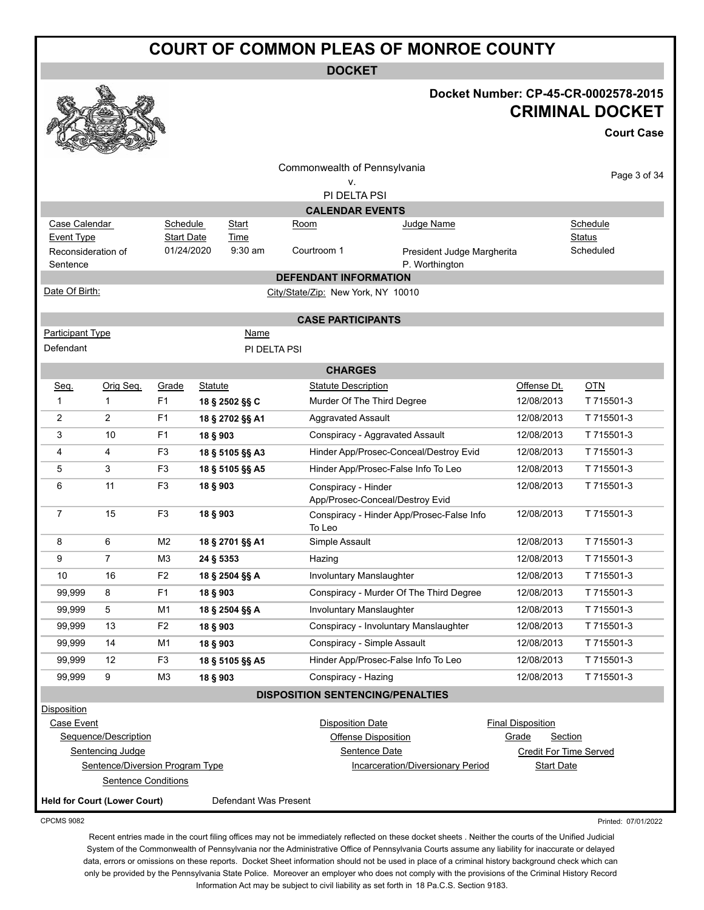# COURT OF COMMON PLEAS OF MONROE COUNTY

**DOCKET**

**Docket Number: CP-45-CR-0002578-2015**

**CRIMINAL DOCKET**

**Court Case**

Commonwealth of Pennsylvania
v.
PI DELTA PSI

## CALENDAR EVENTS

| Case Calendar Event Type | Schedule Start Date | Start Time | Room | Judge Name | Schedule Status |
|---|---|---|---|---|---|
| Reconsideration of Sentence | 01/24/2020 | 9:30 am | Courtroom 1 | President Judge Margherita P. Worthington | Scheduled |

## DEFENDANT INFORMATION

Date Of Birth:

City/State/Zip: New York, NY 10010

## CASE PARTICIPANTS

| Participant Type | Name |
|---|---|
| Defendant | PI DELTA PSI |

## CHARGES

| Seq. | Orig Seq. | Grade | Statute | Statute Description | Offense Dt. | OTN |
|---|---|---|---|---|---|---|
| 1 | 1 | F1 | **18 § 2502 §§ C** | Murder Of The Third Degree | 12/08/2013 | T 715501-3 |
| 2 | 2 | F1 | **18 § 2702 §§ A1** | Aggravated Assault | 12/08/2013 | T 715501-3 |
| 3 | 10 | F1 | **18 § 903** | Conspiracy - Aggravated Assault | 12/08/2013 | T 715501-3 |
| 4 | 4 | F3 | **18 § 5105 §§ A3** | Hinder App/Prosec-Conceal/Destroy Evid | 12/08/2013 | T 715501-3 |
| 5 | 3 | F3 | **18 § 5105 §§ A5** | Hinder App/Prosec-False Info To Leo | 12/08/2013 | T 715501-3 |
| 6 | 11 | F3 | **18 § 903** | Conspiracy - Hinder App/Prosec-Conceal/Destroy Evid | 12/08/2013 | T 715501-3 |
| 7 | 15 | F3 | **18 § 903** | Conspiracy - Hinder App/Prosec-False Info To Leo | 12/08/2013 | T 715501-3 |
| 8 | 6 | M2 | **18 § 2701 §§ A1** | Simple Assault | 12/08/2013 | T 715501-3 |
| 9 | 7 | M3 | **24 § 5353** | Hazing | 12/08/2013 | T 715501-3 |
| 10 | 16 | F2 | **18 § 2504 §§ A** | Involuntary Manslaughter | 12/08/2013 | T 715501-3 |
| 99,999 | 8 | F1 | **18 § 903** | Conspiracy - Murder Of The Third Degree | 12/08/2013 | T 715501-3 |
| 99,999 | 5 | M1 | **18 § 2504 §§ A** | Involuntary Manslaughter | 12/08/2013 | T 715501-3 |
| 99,999 | 13 | F2 | **18 § 903** | Conspiracy - Involuntary Manslaughter | 12/08/2013 | T 715501-3 |
| 99,999 | 14 | M1 | **18 § 903** | Conspiracy - Simple Assault | 12/08/2013 | T 715501-3 |
| 99,999 | 12 | F3 | **18 § 5105 §§ A5** | Hinder App/Prosec-False Info To Leo | 12/08/2013 | T 715501-3 |
| 99,999 | 9 | M3 | **18 § 903** | Conspiracy - Hazing | 12/08/2013 | T 715501-3 |

## DISPOSITION SENTENCING/PENALTIES

Disposition
- Case Event — Disposition Date — Final Disposition
  - Sequence/Description — Offense Disposition — Grade — Section
    - Sentencing Judge — Sentence Date — Credit For Time Served
      - Sentence/Diversion Program Type — Incarceration/Diversionary Period — Start Date
        - Sentence Conditions

**Held for Court (Lower Court)** Defendant Was Present

CPCMS 9082

Printed: 07/01/2022

Recent entries made in the court filing offices may not be immediately reflected on these docket sheets . Neither the courts of the Unified Judicial System of the Commonwealth of Pennsylvania nor the Administrative Office of Pennsylvania Courts assume any liability for inaccurate or delayed data, errors or omissions on these reports. Docket Sheet information should not be used in place of a criminal history background check which can only be provided by the Pennsylvania State Police. Moreover an employer who does not comply with the provisions of the Criminal History Record Information Act may be subject to civil liability as set forth in 18 Pa.C.S. Section 9183.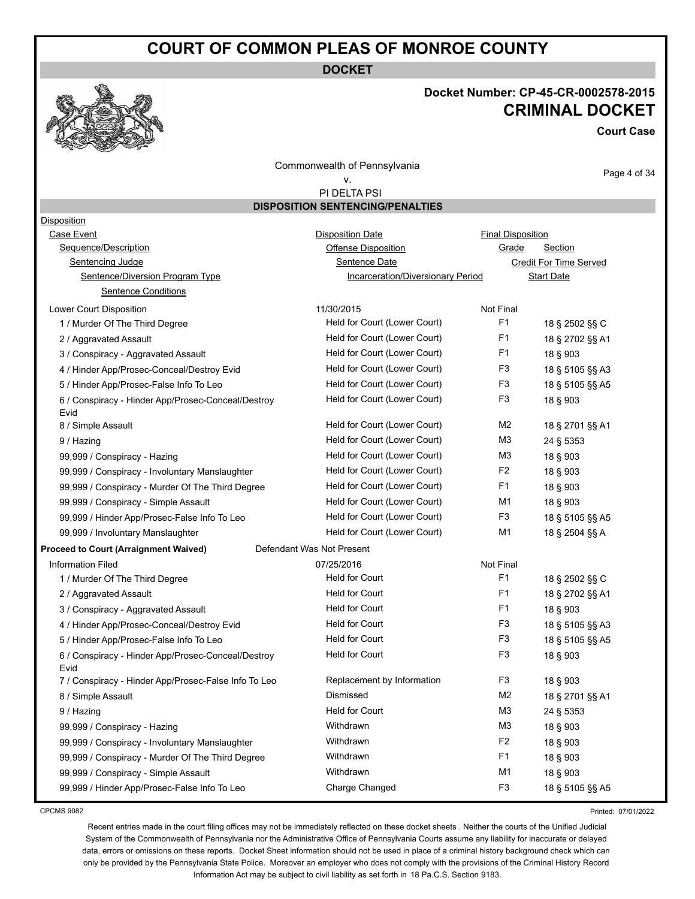# COURT OF COMMON PLEAS OF MONROE COUNTY

**DOCKET**

**Docket Number: CP-45-CR-0002578-2015**

**CRIMINAL DOCKET**

**Court Case**

Commonwealth of Pennsylvania
v.
PI DELTA PSI

## DISPOSITION SENTENCING/PENALTIES

| Disposition | | | |
|---|---|---|---|
| Case Event | Disposition Date | Final Disposition | |
| Sequence/Description | Offense Disposition | Grade | Section |
| Sentencing Judge | Sentence Date | Credit For Time Served | |
| Sentence/Diversion Program Type | Incarceration/Diversionary Period | Start Date | |
| Sentence Conditions | | | |
| Lower Court Disposition | 11/30/2015 | Not Final | |
| 1 / Murder Of The Third Degree | Held for Court (Lower Court) | F1 | 18 § 2502 §§ C |
| 2 / Aggravated Assault | Held for Court (Lower Court) | F1 | 18 § 2702 §§ A1 |
| 3 / Conspiracy - Aggravated Assault | Held for Court (Lower Court) | F1 | 18 § 903 |
| 4 / Hinder App/Prosec-Conceal/Destroy Evid | Held for Court (Lower Court) | F3 | 18 § 5105 §§ A3 |
| 5 / Hinder App/Prosec-False Info To Leo | Held for Court (Lower Court) | F3 | 18 § 5105 §§ A5 |
| 6 / Conspiracy - Hinder App/Prosec-Conceal/Destroy Evid | Held for Court (Lower Court) | F3 | 18 § 903 |
| 8 / Simple Assault | Held for Court (Lower Court) | M2 | 18 § 2701 §§ A1 |
| 9 / Hazing | Held for Court (Lower Court) | M3 | 24 § 5353 |
| 99,999 / Conspiracy - Hazing | Held for Court (Lower Court) | M3 | 18 § 903 |
| 99,999 / Conspiracy - Involuntary Manslaughter | Held for Court (Lower Court) | F2 | 18 § 903 |
| 99,999 / Conspiracy - Murder Of The Third Degree | Held for Court (Lower Court) | F1 | 18 § 903 |
| 99,999 / Conspiracy - Simple Assault | Held for Court (Lower Court) | M1 | 18 § 903 |
| 99,999 / Hinder App/Prosec-False Info To Leo | Held for Court (Lower Court) | F3 | 18 § 5105 §§ A5 |
| 99,999 / Involuntary Manslaughter | Held for Court (Lower Court) | M1 | 18 § 2504 §§ A |
| **Proceed to Court (Arraignment Waived)** | Defendant Was Not Present | | |
| Information Filed | 07/25/2016 | Not Final | |
| 1 / Murder Of The Third Degree | Held for Court | F1 | 18 § 2502 §§ C |
| 2 / Aggravated Assault | Held for Court | F1 | 18 § 2702 §§ A1 |
| 3 / Conspiracy - Aggravated Assault | Held for Court | F1 | 18 § 903 |
| 4 / Hinder App/Prosec-Conceal/Destroy Evid | Held for Court | F3 | 18 § 5105 §§ A3 |
| 5 / Hinder App/Prosec-False Info To Leo | Held for Court | F3 | 18 § 5105 §§ A5 |
| 6 / Conspiracy - Hinder App/Prosec-Conceal/Destroy Evid | Held for Court | F3 | 18 § 903 |
| 7 / Conspiracy - Hinder App/Prosec-False Info To Leo | Replacement by Information | F3 | 18 § 903 |
| 8 / Simple Assault | Dismissed | M2 | 18 § 2701 §§ A1 |
| 9 / Hazing | Held for Court | M3 | 24 § 5353 |
| 99,999 / Conspiracy - Hazing | Withdrawn | M3 | 18 § 903 |
| 99,999 / Conspiracy - Involuntary Manslaughter | Withdrawn | F2 | 18 § 903 |
| 99,999 / Conspiracy - Murder Of The Third Degree | Withdrawn | F1 | 18 § 903 |
| 99,999 / Conspiracy - Simple Assault | Withdrawn | M1 | 18 § 903 |
| 99,999 / Hinder App/Prosec-False Info To Leo | Charge Changed | F3 | 18 § 5105 §§ A5 |

CPCMS 9082

Printed: 07/01/2022

Recent entries made in the court filing offices may not be immediately reflected on these docket sheets . Neither the courts of the Unified Judicial System of the Commonwealth of Pennsylvania nor the Administrative Office of Pennsylvania Courts assume any liability for inaccurate or delayed data, errors or omissions on these reports. Docket Sheet information should not be used in place of a criminal history background check which can only be provided by the Pennsylvania State Police. Moreover an employer who does not comply with the provisions of the Criminal History Record Information Act may be subject to civil liability as set forth in 18 Pa.C.S. Section 9183.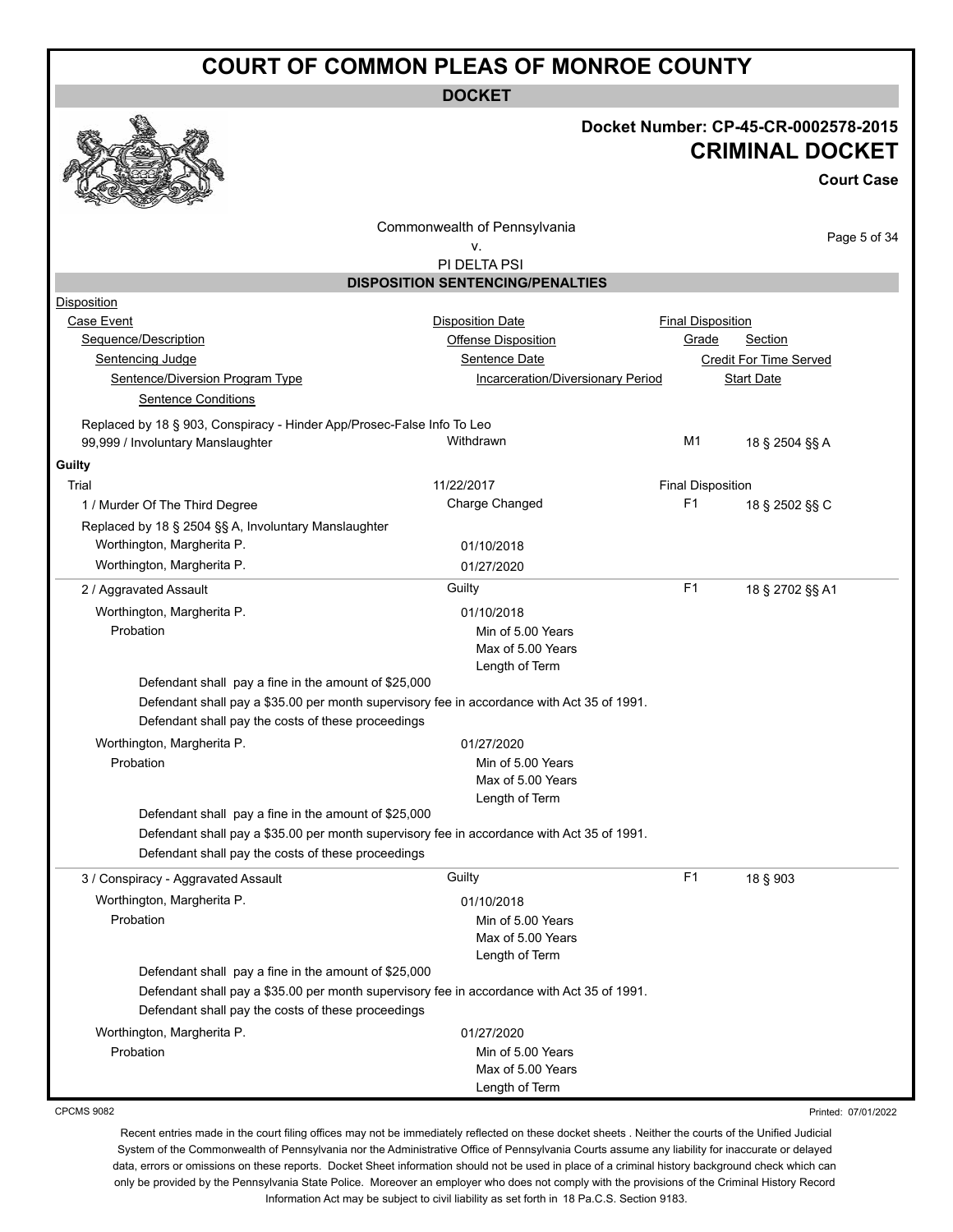# COURT OF COMMON PLEAS OF MONROE COUNTY

**DOCKET**

**Docket Number: CP-45-CR-0002578-2015**

## CRITICAL DOCKET

**Court Case**

Commonwealth of Pennsylvania
v.
PI DELTA PSI

### DISPOSITION SENTENCING/PENALTIES

Disposition
Case Event | Disposition Date | Final Disposition
Sequence/Description | Offense Disposition | Grade | Section
Sentencing Judge | Sentence Date | Credit For Time Served
Sentence/Diversion Program Type | Incarceration/Diversionary Period | Start Date
Sentence Conditions

Replaced by 18 § 903, Conspiracy - Hinder App/Prosec-False Info To Leo
99,999 / Involuntary Manslaughter — Withdrawn — M1 — 18 § 2504 §§ A

**Guilty**

Trial — 11/22/2017 — Final Disposition

1 / Murder Of The Third Degree — Charge Changed — F1 — 18 § 2502 §§ C
Replaced by 18 § 2504 §§ A, Involuntary Manslaughter
Worthington, Margherita P. — 01/10/2018
Worthington, Margherita P. — 01/27/2020

2 / Aggravated Assault — Guilty — F1 — 18 § 2702 §§ A1

Worthington, Margherita P. — 01/10/2018
Probation — Min of 5.00 Years, Max of 5.00 Years, Length of Term
Defendant shall pay a fine in the amount of $25,000
Defendant shall pay a $35.00 per month supervisory fee in accordance with Act 35 of 1991.
Defendant shall pay the costs of these proceedings

Worthington, Margherita P. — 01/27/2020
Probation — Min of 5.00 Years, Max of 5.00 Years, Length of Term
Defendant shall pay a fine in the amount of $25,000
Defendant shall pay a $35.00 per month supervisory fee in accordance with Act 35 of 1991.
Defendant shall pay the costs of these proceedings

3 / Conspiracy - Aggravated Assault — Guilty — F1 — 18 § 903

Worthington, Margherita P. — 01/10/2018
Probation — Min of 5.00 Years, Max of 5.00 Years, Length of Term
Defendant shall pay a fine in the amount of $25,000
Defendant shall pay a $35.00 per month supervisory fee in accordance with Act 35 of 1991.
Defendant shall pay the costs of these proceedings

Worthington, Margherita P. — 01/27/2020
Probation — Min of 5.00 Years, Max of 5.00 Years, Length of Term

CPCMS 9082 — Printed: 07/01/2022

Recent entries made in the court filing offices may not be immediately reflected on these docket sheets . Neither the courts of the Unified Judicial System of the Commonwealth of Pennsylvania nor the Administrative Office of Pennsylvania Courts assume any liability for inaccurate or delayed data, errors or omissions on these reports. Docket Sheet information should not be used in place of a criminal history background check which can only be provided by the Pennsylvania State Police. Moreover an employer who does not comply with the provisions of the Criminal History Record Information Act may be subject to civil liability as set forth in 18 Pa.C.S. Section 9183.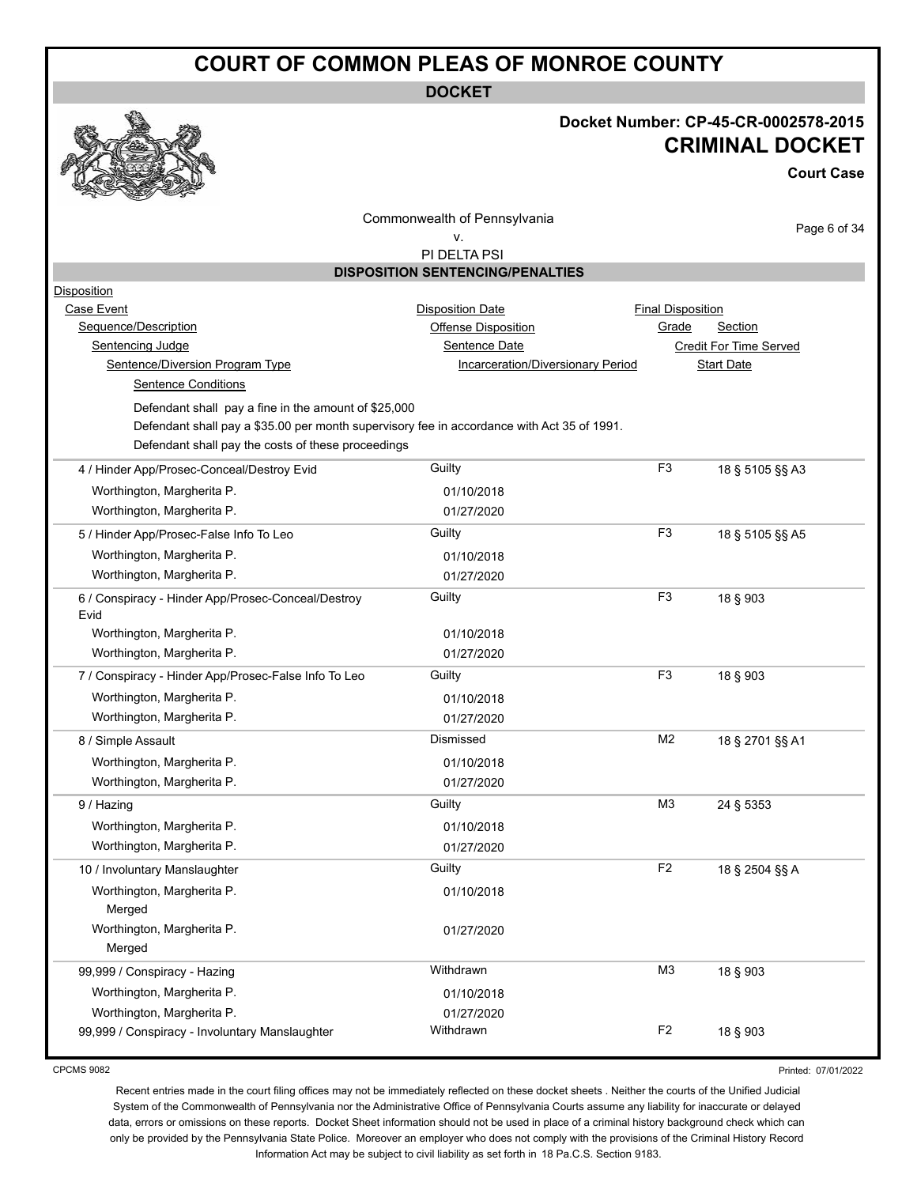# COURT OF COMMON PLEAS OF MONROE COUNTY

**DOCKET**

**Docket Number: CP-45-CR-0002578-2015**

**CRIMINAL DOCKET**

**Court Case**

Commonwealth of Pennsylvania
v.
PI DELTA PSI

## DISPOSITION SENTENCING/PENALTIES

| Disposition | | | |
|---|---|---|---|
| Case Event | Disposition Date | Final Disposition | |
| Sequence/Description | Offense Disposition | Grade | Section |
| Sentencing Judge | Sentence Date | Credit For Time Served | |
| Sentence/Diversion Program Type | Incarceration/Diversionary Period | Start Date | |
| Sentence Conditions | | | |

Defendant shall pay a fine in the amount of $25,000
Defendant shall pay a $35.00 per month supervisory fee in accordance with Act 35 of 1991.
Defendant shall pay the costs of these proceedings

| Sequence/Description | Offense Disposition | Grade | Section |
|---|---|---|---|
| 4 / Hinder App/Prosec-Conceal/Destroy Evid | Guilty | F3 | 18 § 5105 §§ A3 |
| Worthington, Margherita P. | 01/10/2018 | | |
| Worthington, Margherita P. | 01/27/2020 | | |
| 5 / Hinder App/Prosec-False Info To Leo | Guilty | F3 | 18 § 5105 §§ A5 |
| Worthington, Margherita P. | 01/10/2018 | | |
| Worthington, Margherita P. | 01/27/2020 | | |
| 6 / Conspiracy - Hinder App/Prosec-Conceal/Destroy Evid | Guilty | F3 | 18 § 903 |
| Worthington, Margherita P. | 01/10/2018 | | |
| Worthington, Margherita P. | 01/27/2020 | | |
| 7 / Conspiracy - Hinder App/Prosec-False Info To Leo | Guilty | F3 | 18 § 903 |
| Worthington, Margherita P. | 01/10/2018 | | |
| Worthington, Margherita P. | 01/27/2020 | | |
| 8 / Simple Assault | Dismissed | M2 | 18 § 2701 §§ A1 |
| Worthington, Margherita P. | 01/10/2018 | | |
| Worthington, Margherita P. | 01/27/2020 | | |
| 9 / Hazing | Guilty | M3 | 24 § 5353 |
| Worthington, Margherita P. | 01/10/2018 | | |
| Worthington, Margherita P. | 01/27/2020 | | |
| 10 / Involuntary Manslaughter | Guilty | F2 | 18 § 2504 §§ A |
| Worthington, Margherita P. Merged | 01/10/2018 | | |
| Worthington, Margherita P. Merged | 01/27/2020 | | |
| 99,999 / Conspiracy - Hazing | Withdrawn | M3 | 18 § 903 |
| Worthington, Margherita P. | 01/10/2018 | | |
| Worthington, Margherita P. | 01/27/2020 | | |
| 99,999 / Conspiracy - Involuntary Manslaughter | Withdrawn | F2 | 18 § 903 |

CPCMS 9082

Printed: 07/01/2022

Recent entries made in the court filing offices may not be immediately reflected on these docket sheets . Neither the courts of the Unified Judicial System of the Commonwealth of Pennsylvania nor the Administrative Office of Pennsylvania Courts assume any liability for inaccurate or delayed data, errors or omissions on these reports. Docket Sheet information should not be used in place of a criminal history background check which can only be provided by the Pennsylvania State Police. Moreover an employer who does not comply with the provisions of the Criminal History Record Information Act may be subject to civil liability as set forth in 18 Pa.C.S. Section 9183.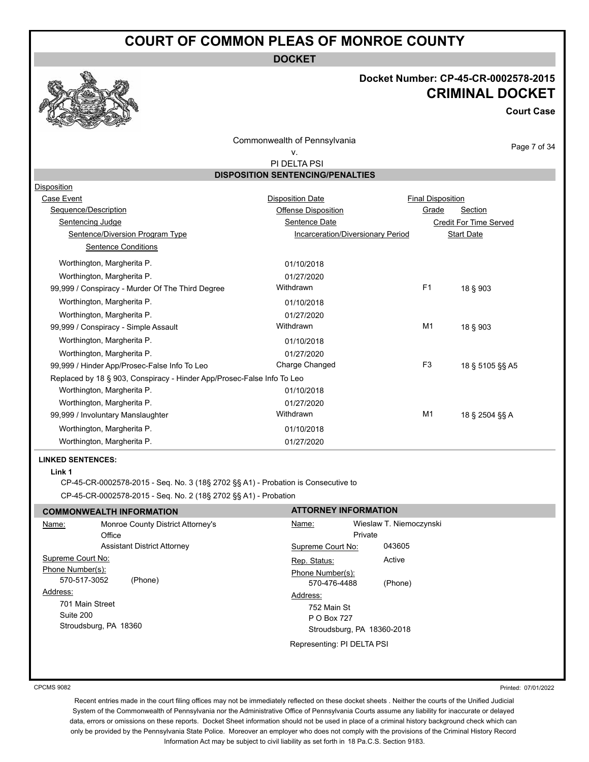# COURT OF COMMON PLEAS OF MONROE COUNTY

**DOCKET**

**Docket Number: CP-45-CR-0002578-2015**

**CRIMINAL DOCKET**

**Court Case**

Commonwealth of Pennsylvania
v.
PI DELTA PSI

## DISPOSITION SENTENCING/PENALTIES

Disposition
Case Event | Disposition Date | Final Disposition
Sequence/Description | Offense Disposition | Grade | Section
Sentencing Judge | Sentence Date | Credit For Time Served
Sentence/Diversion Program Type | Incarceration/Diversionary Period | Start Date
Sentence Conditions

| Sequence/Description | Offense Disposition | Grade | Section |
|---|---|---|---|
| Worthington, Margherita P. | 01/10/2018 | | |
| Worthington, Margherita P. | 01/27/2020 | | |
| 99,999 / Conspiracy - Murder Of The Third Degree | Withdrawn | F1 | 18 § 903 |
| Worthington, Margherita P. | 01/10/2018 | | |
| Worthington, Margherita P. | 01/27/2020 | | |
| 99,999 / Conspiracy - Simple Assault | Withdrawn | M1 | 18 § 903 |
| Worthington, Margherita P. | 01/10/2018 | | |
| Worthington, Margherita P. | 01/27/2020 | | |
| 99,999 / Hinder App/Prosec-False Info To Leo | Charge Changed | F3 | 18 § 5105 §§ A5 |
| Replaced by 18 § 903, Conspiracy - Hinder App/Prosec-False Info To Leo | | | |
| Worthington, Margherita P. | 01/10/2018 | | |
| Worthington, Margherita P. | 01/27/2020 | | |
| 99,999 / Involuntary Manslaughter | Withdrawn | M1 | 18 § 2504 §§ A |
| Worthington, Margherita P. | 01/10/2018 | | |
| Worthington, Margherita P. | 01/27/2020 | | |

**LINKED SENTENCES:**

**Link 1**

CP-45-CR-0002578-2015 - Seq. No. 3 (18§ 2702 §§ A1) - Probation is Consecutive to
CP-45-CR-0002578-2015 - Seq. No. 2 (18§ 2702 §§ A1) - Probation

## COMMONWEALTH INFORMATION

Name: Monroe County District Attorney's Office
Assistant District Attorney
Supreme Court No:
Phone Number(s):
570-517-3052 (Phone)
Address:
701 Main Street
Suite 200
Stroudsburg, PA 18360

## ATTORNEY INFORMATION

Name: Wieslaw T. Niemoczynski
Private
Supreme Court No: 043605
Rep. Status: Active
Phone Number(s):
570-476-4488 (Phone)
Address:
752 Main St
P O Box 727
Stroudsburg, PA 18360-2018
Representing: PI DELTA PSI

CPCMS 9082

Printed: 07/01/2022

Recent entries made in the court filing offices may not be immediately reflected on these docket sheets . Neither the courts of the Unified Judicial System of the Commonwealth of Pennsylvania nor the Administrative Office of Pennsylvania Courts assume any liability for inaccurate or delayed data, errors or omissions on these reports. Docket Sheet information should not be used in place of a criminal history background check which can only be provided by the Pennsylvania State Police. Moreover an employer who does not comply with the provisions of the Criminal History Record Information Act may be subject to civil liability as set forth in 18 Pa.C.S. Section 9183.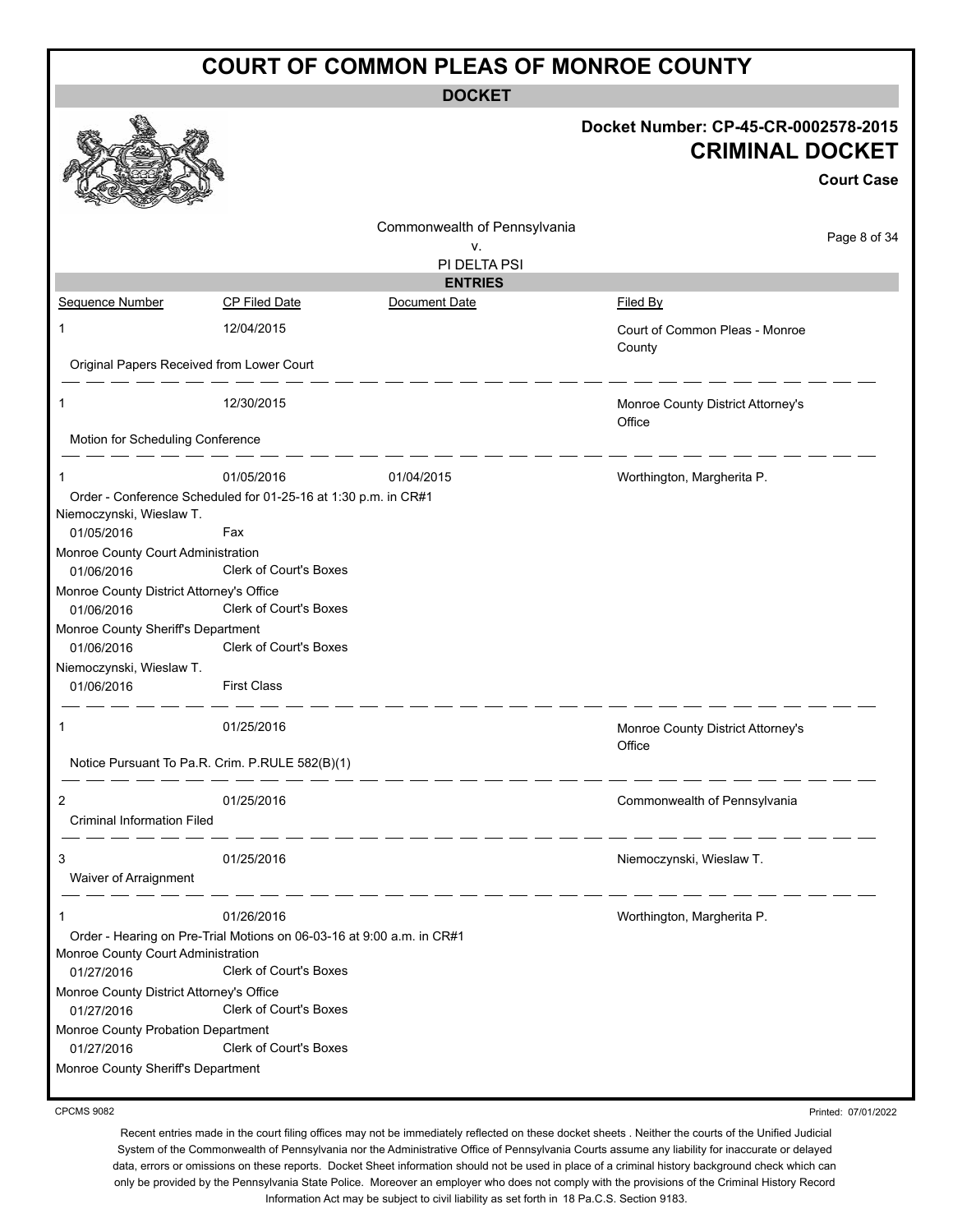# COURT OF COMMON PLEAS OF MONROE COUNTY

## DOCKET

**Docket Number: CP-45-CR-0002578-2015**

**CRIMINAL DOCKET**

**Court Case**

Commonwealth of Pennsylvania
v.
PI DELTA PSI

### ENTRIES

| Sequence Number | CP Filed Date | Document Date | Filed By |
|---|---|---|---|
| 1 | 12/04/2015 | | Court of Common Pleas - Monroe County |

Original Papers Received from Lower Court

| Sequence Number | CP Filed Date | Document Date | Filed By |
|---|---|---|---|
| 1 | 12/30/2015 | | Monroe County District Attorney's Office |

Motion for Scheduling Conference

| Sequence Number | CP Filed Date | Document Date | Filed By |
|---|---|---|---|
| 1 | 01/05/2016 | 01/04/2015 | Worthington, Margherita P. |

Order - Conference Scheduled for 01-25-16 at 1:30 p.m. in CR#1

Niemoczynski, Wieslaw T.
01/05/2016 Fax

Monroe County Court Administration
01/06/2016 Clerk of Court's Boxes

Monroe County District Attorney's Office
01/06/2016 Clerk of Court's Boxes

Monroe County Sheriff's Department
01/06/2016 Clerk of Court's Boxes

Niemoczynski, Wieslaw T.
01/06/2016 First Class

| Sequence Number | CP Filed Date | Document Date | Filed By |
|---|---|---|---|
| 1 | 01/25/2016 | | Monroe County District Attorney's Office |

Notice Pursuant To Pa.R. Crim. P.RULE 582(B)(1)

| Sequence Number | CP Filed Date | Document Date | Filed By |
|---|---|---|---|
| 2 | 01/25/2016 | | Commonwealth of Pennsylvania |

Criminal Information Filed

| Sequence Number | CP Filed Date | Document Date | Filed By |
|---|---|---|---|
| 3 | 01/25/2016 | | Niemoczynski, Wieslaw T. |

Waiver of Arraignment

| Sequence Number | CP Filed Date | Document Date | Filed By |
|---|---|---|---|
| 1 | 01/26/2016 | | Worthington, Margherita P. |

Order - Hearing on Pre-Trial Motions on 06-03-16 at 9:00 a.m. in CR#1

Monroe County Court Administration
01/27/2016 Clerk of Court's Boxes

Monroe County District Attorney's Office
01/27/2016 Clerk of Court's Boxes

Monroe County Probation Department
01/27/2016 Clerk of Court's Boxes

Monroe County Sheriff's Department

CPCMS 9082

Printed: 07/01/2022

Recent entries made in the court filing offices may not be immediately reflected on these docket sheets . Neither the courts of the Unified Judicial System of the Commonwealth of Pennsylvania nor the Administrative Office of Pennsylvania Courts assume any liability for inaccurate or delayed data, errors or omissions on these reports. Docket Sheet information should not be used in place of a criminal history background check which can only be provided by the Pennsylvania State Police. Moreover an employer who does not comply with the provisions of the Criminal History Record Information Act may be subject to civil liability as set forth in 18 Pa.C.S. Section 9183.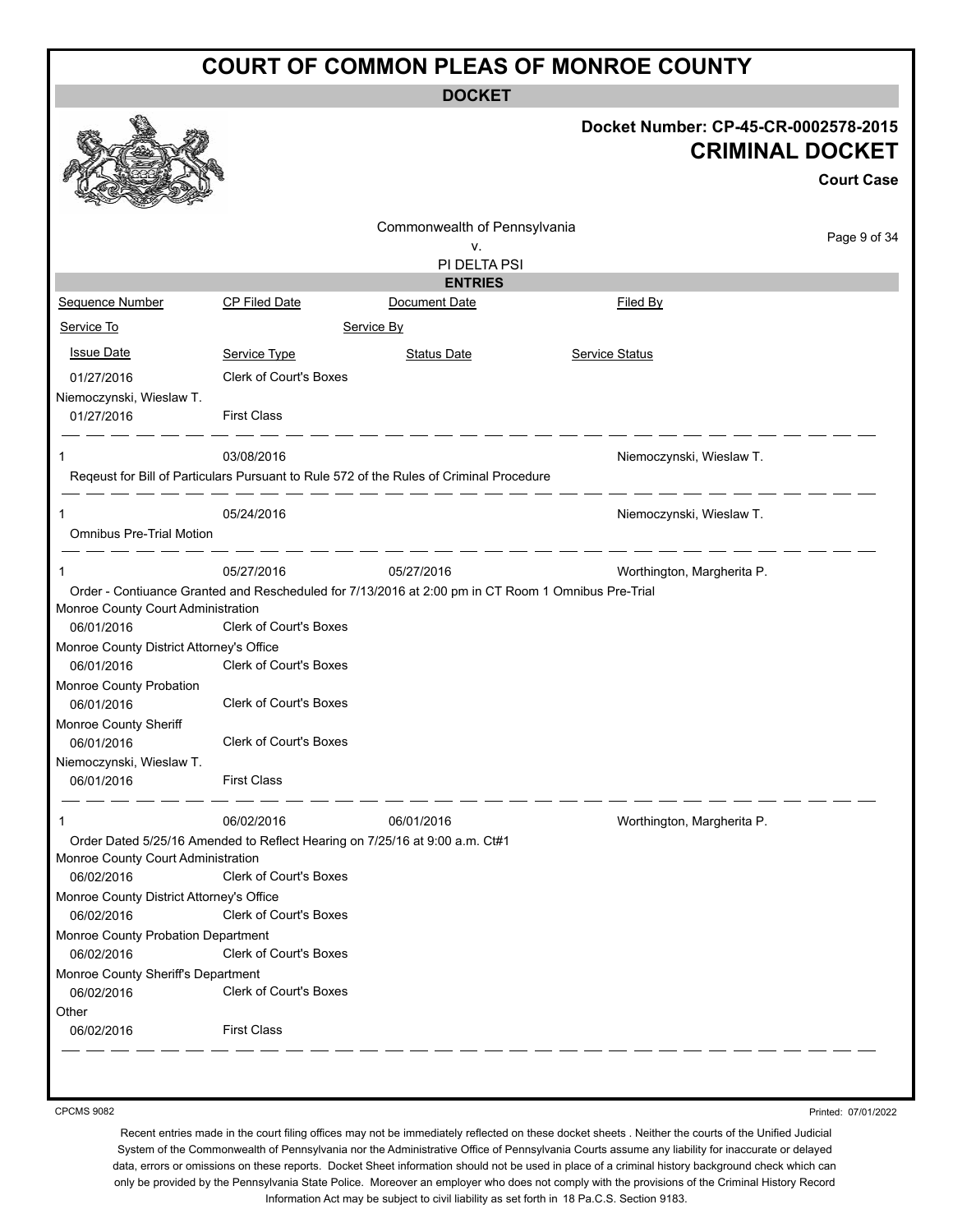# COURT OF COMMON PLEAS OF MONROE COUNTY

## DOCKET

**Docket Number: CP-45-CR-0002578-2015**

**CRIMINAL DOCKET**

**Court Case**

Commonwealth of Pennsylvania
v.
PI DELTA PSI

### ENTRIES

| Sequence Number | CP Filed Date | Document Date | Filed By |
|---|---|---|---|
| Service To | | Service By | |
| Issue Date | Service Type | Status Date | Service Status |
| 01/27/2016 | Clerk of Court's Boxes | | |
| Niemoczynski, Wieslaw T. | | | |
| 01/27/2016 | First Class | | |
| 1 | 03/08/2016 | | Niemoczynski, Wieslaw T. |
| Reqeust for Bill of Particulars Pursuant to Rule 572 of the Rules of Criminal Procedure | | | |
| 1 | 05/24/2016 | | Niemoczynski, Wieslaw T. |
| Omnibus Pre-Trial Motion | | | |
| 1 | 05/27/2016 | 05/27/2016 | Worthington, Margherita P. |
| Order - Contiuance Granted and Rescheduled for 7/13/2016 at 2:00 pm in CT Room 1 Omnibus Pre-Trial | | | |
| Monroe County Court Administration | | | |
| 06/01/2016 | Clerk of Court's Boxes | | |
| Monroe County District Attorney's Office | | | |
| 06/01/2016 | Clerk of Court's Boxes | | |
| Monroe County Probation | | | |
| 06/01/2016 | Clerk of Court's Boxes | | |
| Monroe County Sheriff | | | |
| 06/01/2016 | Clerk of Court's Boxes | | |
| Niemoczynski, Wieslaw T. | | | |
| 06/01/2016 | First Class | | |
| 1 | 06/02/2016 | 06/01/2016 | Worthington, Margherita P. |
| Order Dated 5/25/16 Amended to Reflect Hearing on 7/25/16 at 9:00 a.m. Ct#1 | | | |
| Monroe County Court Administration | | | |
| 06/02/2016 | Clerk of Court's Boxes | | |
| Monroe County District Attorney's Office | | | |
| 06/02/2016 | Clerk of Court's Boxes | | |
| Monroe County Probation Department | | | |
| 06/02/2016 | Clerk of Court's Boxes | | |
| Monroe County Sheriff's Department | | | |
| 06/02/2016 | Clerk of Court's Boxes | | |
| Other | | | |
| 06/02/2016 | First Class | | |

CPCMS 9082

Printed: 07/01/2022

Recent entries made in the court filing offices may not be immediately reflected on these docket sheets . Neither the courts of the Unified Judicial System of the Commonwealth of Pennsylvania nor the Administrative Office of Pennsylvania Courts assume any liability for inaccurate or delayed data, errors or omissions on these reports. Docket Sheet information should not be used in place of a criminal history background check which can only be provided by the Pennsylvania State Police. Moreover an employer who does not comply with the provisions of the Criminal History Record Information Act may be subject to civil liability as set forth in 18 Pa.C.S. Section 9183.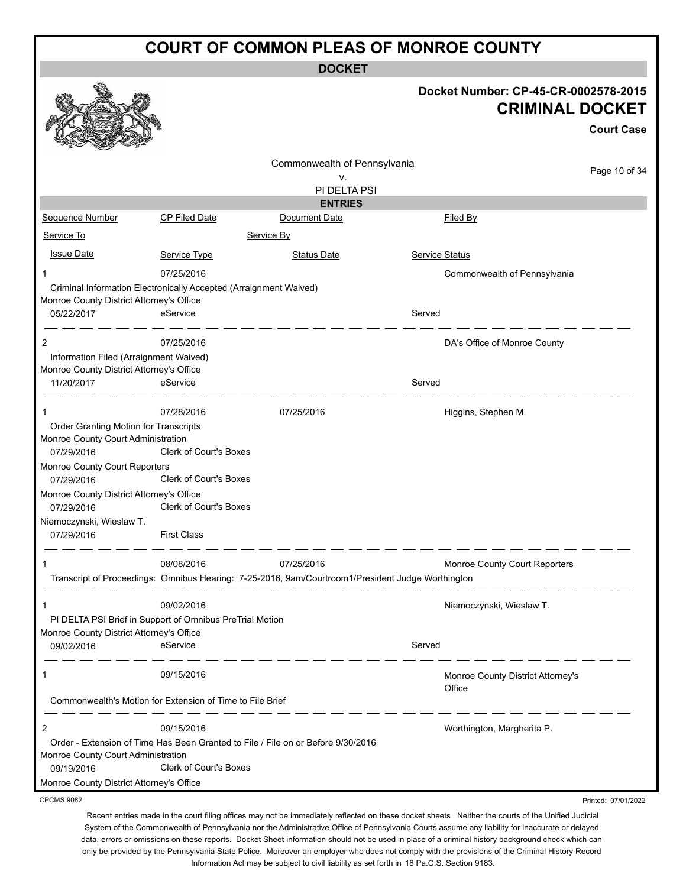# COURT OF COMMON PLEAS OF MONROE COUNTY

**DOCKET**

**Docket Number: CP-45-CR-0002578-2015**

**CRIMINAL DOCKET**

**Court Case**

Commonwealth of Pennsylvania
v.
PI DELTA PSI

**ENTRIES**

| Sequence Number | CP Filed Date | Document Date | Filed By |
|---|---|---|---|
| Service To | | Service By | |
| Issue Date | Service Type | Status Date | Service Status |

---

**1** | 07/25/2016 | | Commonwealth of Pennsylvania

Criminal Information Electronically Accepted (Arraignment Waived)

| Service To | Issue Date | Service Type | Service Status |
|---|---|---|---|
| Monroe County District Attorney's Office | 05/22/2017 | eService | Served |

---

**2** | 07/25/2016 | | DA's Office of Monroe County

Information Filed (Arraignment Waived)

| Service To | Issue Date | Service Type | Service Status |
|---|---|---|---|
| Monroe County District Attorney's Office | 11/20/2017 | eService | Served |

---

**1** | 07/28/2016 | 07/25/2016 | Higgins, Stephen M.

Order Granting Motion for Transcripts

| Service To | Issue Date | Service Type | Service Status |
|---|---|---|---|
| Monroe County Court Administration | 07/29/2016 | Clerk of Court's Boxes | |
| Monroe County Court Reporters | 07/29/2016 | Clerk of Court's Boxes | |
| Monroe County District Attorney's Office | 07/29/2016 | Clerk of Court's Boxes | |
| Niemoczynski, Wieslaw T. | 07/29/2016 | First Class | |

---

**1** | 08/08/2016 | 07/25/2016 | Monroe County Court Reporters

Transcript of Proceedings: Omnibus Hearing: 7-25-2016, 9am/Courtroom1/President Judge Worthington

---

**1** | 09/02/2016 | | Niemoczynski, Wieslaw T.

PI DELTA PSI Brief in Support of Omnibus PreTrial Motion

| Service To | Issue Date | Service Type | Service Status |
|---|---|---|---|
| Monroe County District Attorney's Office | 09/02/2016 | eService | Served |

---

**1** | 09/15/2016 | | Monroe County District Attorney's Office

Commonwealth's Motion for Extension of Time to File Brief

---

**2** | 09/15/2016 | | Worthington, Margherita P.

Order - Extension of Time Has Been Granted to File / File on or Before 9/30/2016

| Service To | Issue Date | Service Type | Service Status |
|---|---|---|---|
| Monroe County Court Administration | 09/19/2016 | Clerk of Court's Boxes | |
| Monroe County District Attorney's Office | | | |

CPCMS 9082

Printed: 07/01/2022

Recent entries made in the court filing offices may not be immediately reflected on these docket sheets . Neither the courts of the Unified Judicial System of the Commonwealth of Pennsylvania nor the Administrative Office of Pennsylvania Courts assume any liability for inaccurate or delayed data, errors or omissions on these reports. Docket Sheet information should not be used in place of a criminal history background check which can only be provided by the Pennsylvania State Police. Moreover an employer who does not comply with the provisions of the Criminal History Record Information Act may be subject to civil liability as set forth in 18 Pa.C.S. Section 9183.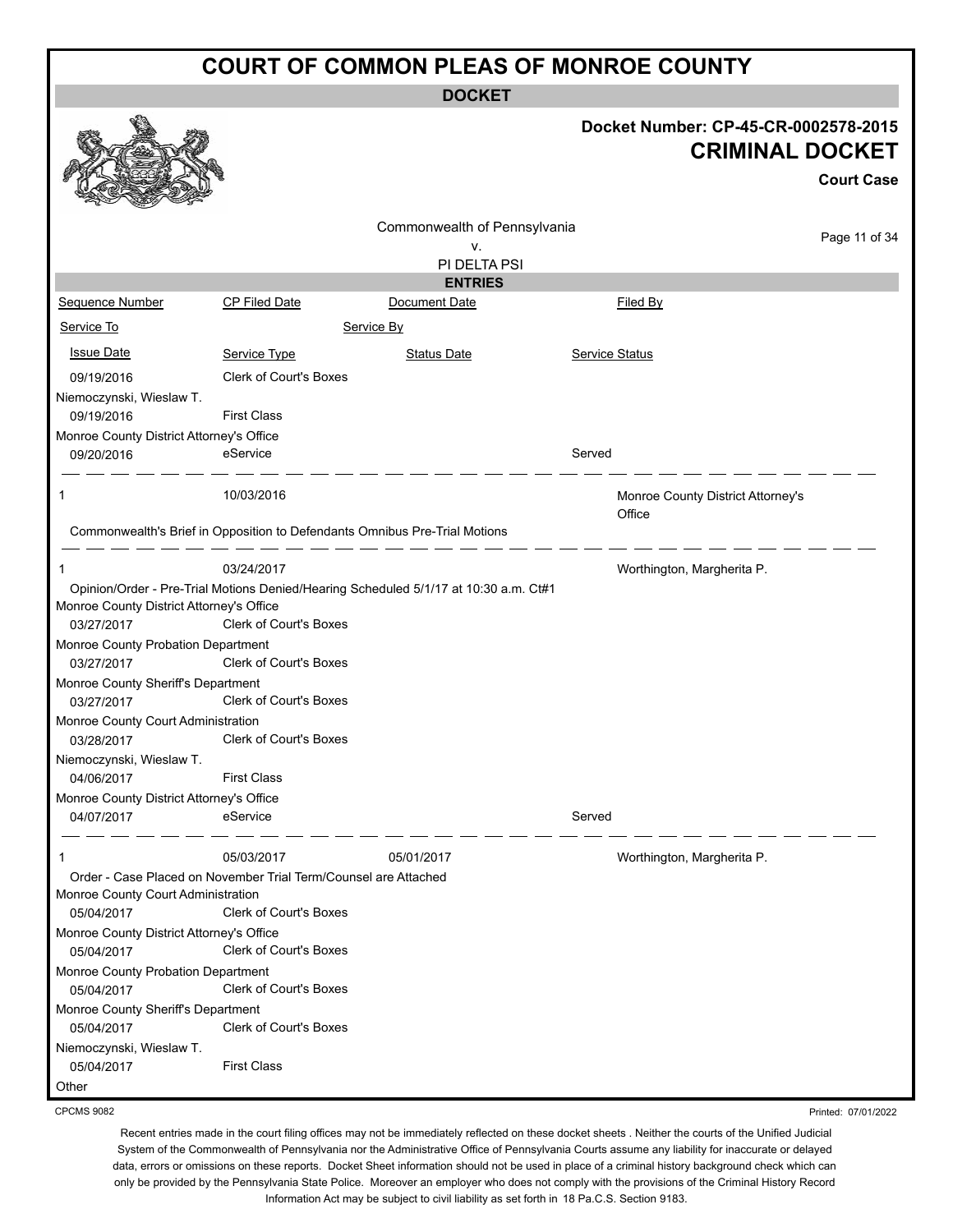# COURT OF COMMON PLEAS OF MONROE COUNTY

**DOCKET**

**Docket Number: CP-45-CR-0002578-2015**

**CRIMINAL DOCKET**

**Court Case**

Commonwealth of Pennsylvania
v.
PI DELTA PSI

**ENTRIES**

| Sequence Number | CP Filed Date | Document Date | Filed By |
|---|---|---|---|
| Service To | | Service By | |
| Issue Date | Service Type | Status Date | Service Status |
| 09/19/2016 | Clerk of Court's Boxes | | |
| Niemoczynski, Wieslaw T. | | | |
| 09/19/2016 | First Class | | |
| Monroe County District Attorney's Office | | | |
| 09/20/2016 | eService | | Served |
| 1 | 10/03/2016 | | Monroe County District Attorney's Office |
| Commonwealth's Brief in Opposition to Defendants Omnibus Pre-Trial Motions | | | |
| 1 | 03/24/2017 | | Worthington, Margherita P. |
| Opinion/Order - Pre-Trial Motions Denied/Hearing Scheduled 5/1/17 at 10:30 a.m. Ct#1 | | | |
| Monroe County District Attorney's Office | | | |
| 03/27/2017 | Clerk of Court's Boxes | | |
| Monroe County Probation Department | | | |
| 03/27/2017 | Clerk of Court's Boxes | | |
| Monroe County Sheriff's Department | | | |
| 03/27/2017 | Clerk of Court's Boxes | | |
| Monroe County Court Administration | | | |
| 03/28/2017 | Clerk of Court's Boxes | | |
| Niemoczynski, Wieslaw T. | | | |
| 04/06/2017 | First Class | | |
| Monroe County District Attorney's Office | | | |
| 04/07/2017 | eService | | Served |
| 1 | 05/03/2017 | 05/01/2017 | Worthington, Margherita P. |
| Order - Case Placed on November Trial Term/Counsel are Attached | | | |
| Monroe County Court Administration | | | |
| 05/04/2017 | Clerk of Court's Boxes | | |
| Monroe County District Attorney's Office | | | |
| 05/04/2017 | Clerk of Court's Boxes | | |
| Monroe County Probation Department | | | |
| 05/04/2017 | Clerk of Court's Boxes | | |
| Monroe County Sheriff's Department | | | |
| 05/04/2017 | Clerk of Court's Boxes | | |
| Niemoczynski, Wieslaw T. | | | |
| 05/04/2017 | First Class | | |
| Other | | | |

CPCMS 9082

Printed: 07/01/2022

Recent entries made in the court filing offices may not be immediately reflected on these docket sheets . Neither the courts of the Unified Judicial System of the Commonwealth of Pennsylvania nor the Administrative Office of Pennsylvania Courts assume any liability for inaccurate or delayed data, errors or omissions on these reports. Docket Sheet information should not be used in place of a criminal history background check which can only be provided by the Pennsylvania State Police. Moreover an employer who does not comply with the provisions of the Criminal History Record Information Act may be subject to civil liability as set forth in 18 Pa.C.S. Section 9183.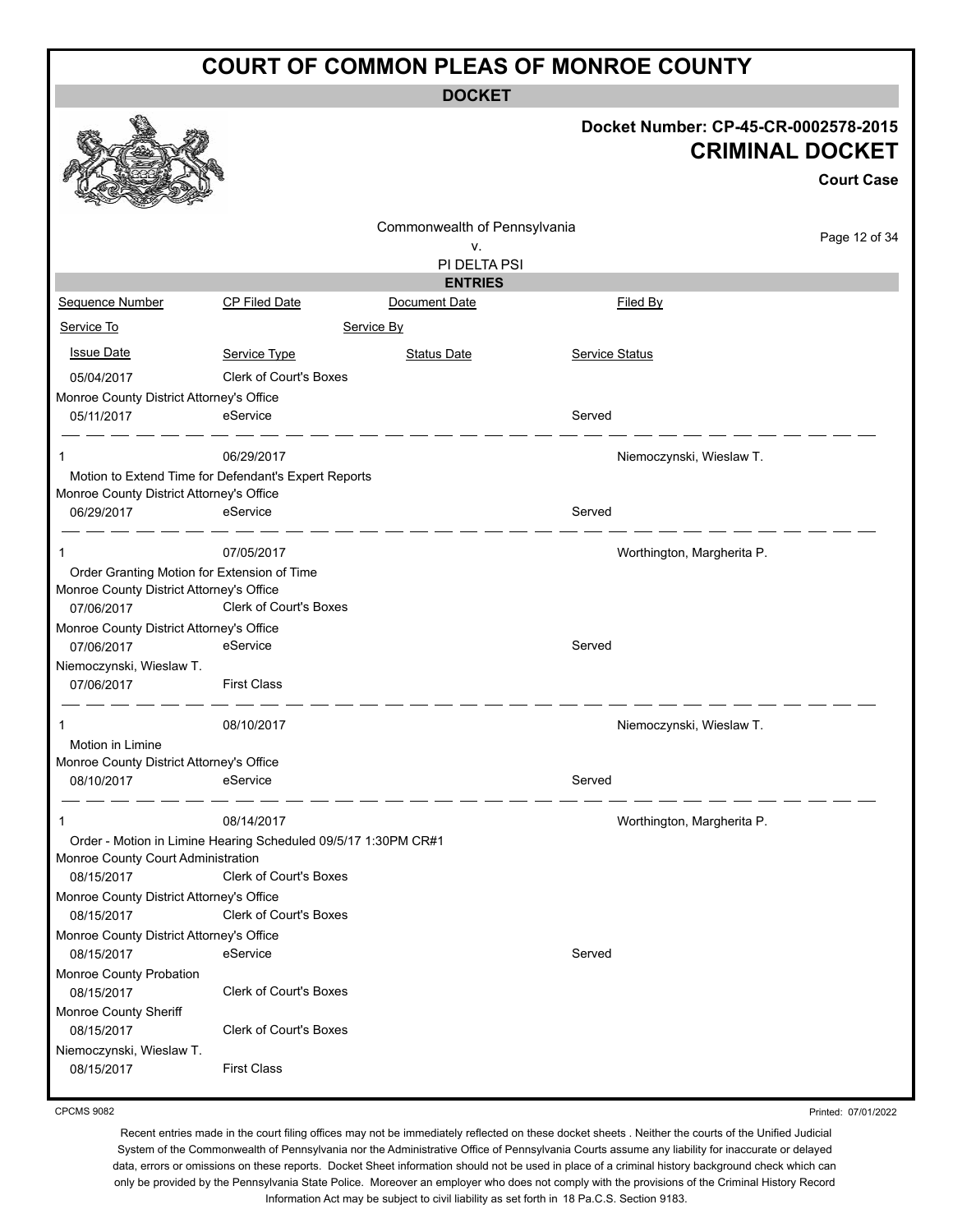# COURT OF COMMON PLEAS OF MONROE COUNTY

## DOCKET

**Docket Number: CP-45-CR-0002578-2015**

**CRIMINAL DOCKET**

**Court Case**

Commonwealth of Pennsylvania
v.
PI DELTA PSI

### ENTRIES

| Sequence Number | CP Filed Date | Document Date | Filed By |
|---|---|---|---|
| Service To | Service By | | |
| Issue Date | Service Type | Status Date | Service Status |
| 05/04/2017 | Clerk of Court's Boxes | | |
| Monroe County District Attorney's Office | | | |
| 05/11/2017 | eService | | Served |
| 1 | 06/29/2017 | | Niemoczynski, Wieslaw T. |
| Motion to Extend Time for Defendant's Expert Reports | | | |
| Monroe County District Attorney's Office | | | |
| 06/29/2017 | eService | | Served |
| 1 | 07/05/2017 | | Worthington, Margherita P. |
| Order Granting Motion for Extension of Time | | | |
| Monroe County District Attorney's Office | | | |
| 07/06/2017 | Clerk of Court's Boxes | | |
| Monroe County District Attorney's Office | | | |
| 07/06/2017 | eService | | Served |
| Niemoczynski, Wieslaw T. | | | |
| 07/06/2017 | First Class | | |
| 1 | 08/10/2017 | | Niemoczynski, Wieslaw T. |
| Motion in Limine | | | |
| Monroe County District Attorney's Office | | | |
| 08/10/2017 | eService | | Served |
| 1 | 08/14/2017 | | Worthington, Margherita P. |
| Order - Motion in Limine Hearing Scheduled 09/5/17 1:30PM CR#1 | | | |
| Monroe County Court Administration | | | |
| 08/15/2017 | Clerk of Court's Boxes | | |
| Monroe County District Attorney's Office | | | |
| 08/15/2017 | Clerk of Court's Boxes | | |
| Monroe County District Attorney's Office | | | |
| 08/15/2017 | eService | | Served |
| Monroe County Probation | | | |
| 08/15/2017 | Clerk of Court's Boxes | | |
| Monroe County Sheriff | | | |
| 08/15/2017 | Clerk of Court's Boxes | | |
| Niemoczynski, Wieslaw T. | | | |
| 08/15/2017 | First Class | | |

CPCMS 9082

Printed: 07/01/2022

Recent entries made in the court filing offices may not be immediately reflected on these docket sheets . Neither the courts of the Unified Judicial System of the Commonwealth of Pennsylvania nor the Administrative Office of Pennsylvania Courts assume any liability for inaccurate or delayed data, errors or omissions on these reports. Docket Sheet information should not be used in place of a criminal history background check which can only be provided by the Pennsylvania State Police. Moreover an employer who does not comply with the provisions of the Criminal History Record Information Act may be subject to civil liability as set forth in 18 Pa.C.S. Section 9183.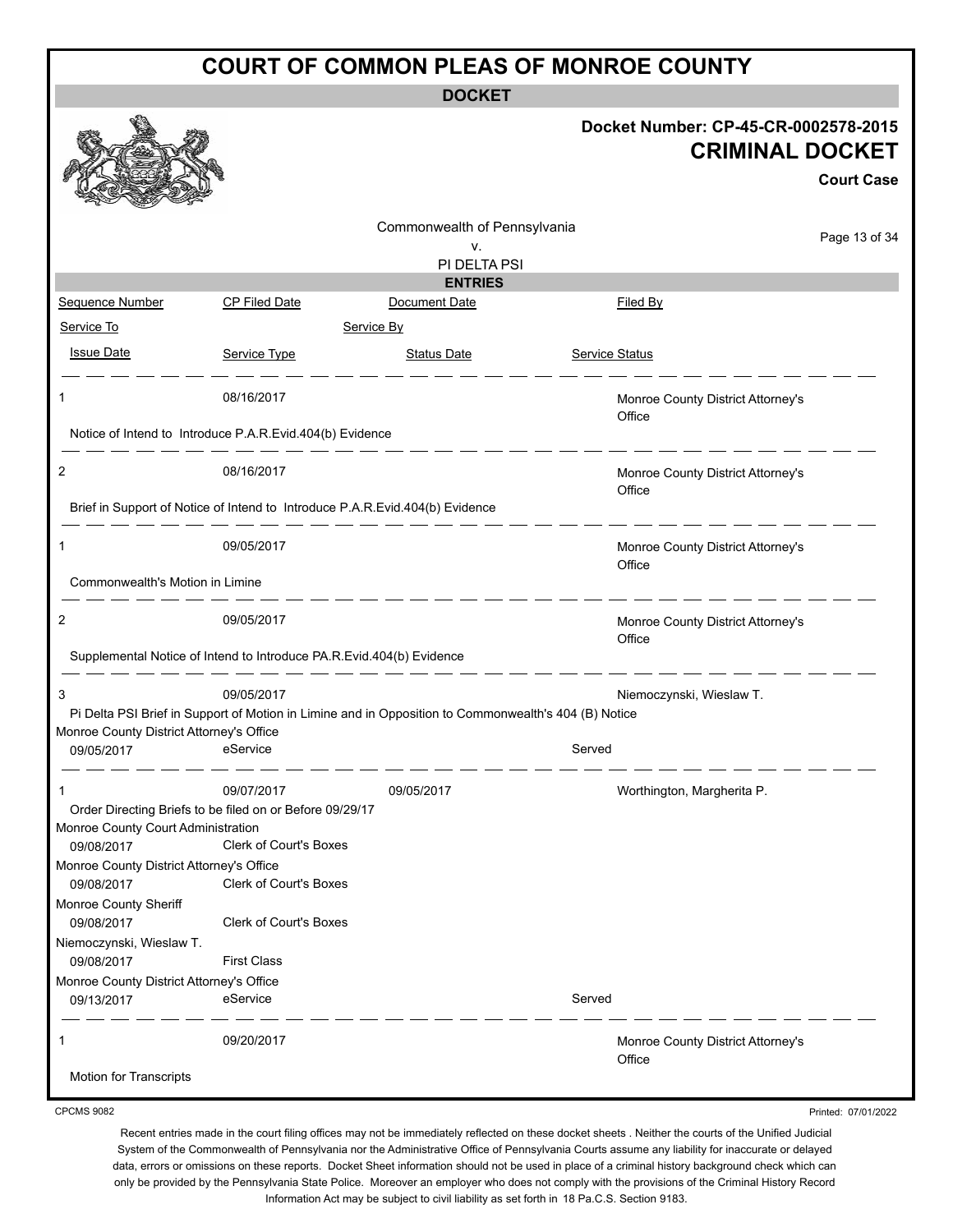# COURT OF COMMON PLEAS OF MONROE COUNTY

**DOCKET**

**Docket Number: CP-45-CR-0002578-2015**

**CRIMINAL DOCKET**

**Court Case**

Commonwealth of Pennsylvania
v.
PI DELTA PSI

**ENTRIES**

| Sequence Number | CP Filed Date | Document Date | Filed By |
|---|---|---|---|
| Service To | | Service By | |
| Issue Date | Service Type | Status Date | Service Status |
| 1 | 08/16/2017 | | Monroe County District Attorney's Office |
| Notice of Intend to Introduce P.A.R.Evid.404(b) Evidence | | | |
| 2 | 08/16/2017 | | Monroe County District Attorney's Office |
| Brief in Support of Notice of Intend to Introduce P.A.R.Evid.404(b) Evidence | | | |
| 1 | 09/05/2017 | | Monroe County District Attorney's Office |
| Commonwealth's Motion in Limine | | | |
| 2 | 09/05/2017 | | Monroe County District Attorney's Office |
| Supplemental Notice of Intend to Introduce PA.R.Evid.404(b) Evidence | | | |
| 3 | 09/05/2017 | | Niemoczynski, Wieslaw T. |
| Pi Delta PSI Brief in Support of Motion in Limine and in Opposition to Commonwealth's 404 (B) Notice | | | |
| Monroe County District Attorney's Office | | | |
| 09/05/2017 | eService | | Served |
| 1 | 09/07/2017 | 09/05/2017 | Worthington, Margherita P. |
| Order Directing Briefs to be filed on or Before 09/29/17 | | | |
| Monroe County Court Administration | | | |
| 09/08/2017 | Clerk of Court's Boxes | | |
| Monroe County District Attorney's Office | | | |
| 09/08/2017 | Clerk of Court's Boxes | | |
| Monroe County Sheriff | | | |
| 09/08/2017 | Clerk of Court's Boxes | | |
| Niemoczynski, Wieslaw T. | | | |
| 09/08/2017 | First Class | | |
| Monroe County District Attorney's Office | | | |
| 09/13/2017 | eService | | Served |
| 1 | 09/20/2017 | | Monroe County District Attorney's Office |
| Motion for Transcripts | | | |

CPCMS 9082

Printed: 07/01/2022

Recent entries made in the court filing offices may not be immediately reflected on these docket sheets . Neither the courts of the Unified Judicial System of the Commonwealth of Pennsylvania nor the Administrative Office of Pennsylvania Courts assume any liability for inaccurate or delayed data, errors or omissions on these reports. Docket Sheet information should not be used in place of a criminal history background check which can only be provided by the Pennsylvania State Police. Moreover an employer who does not comply with the provisions of the Criminal History Record Information Act may be subject to civil liability as set forth in 18 Pa.C.S. Section 9183.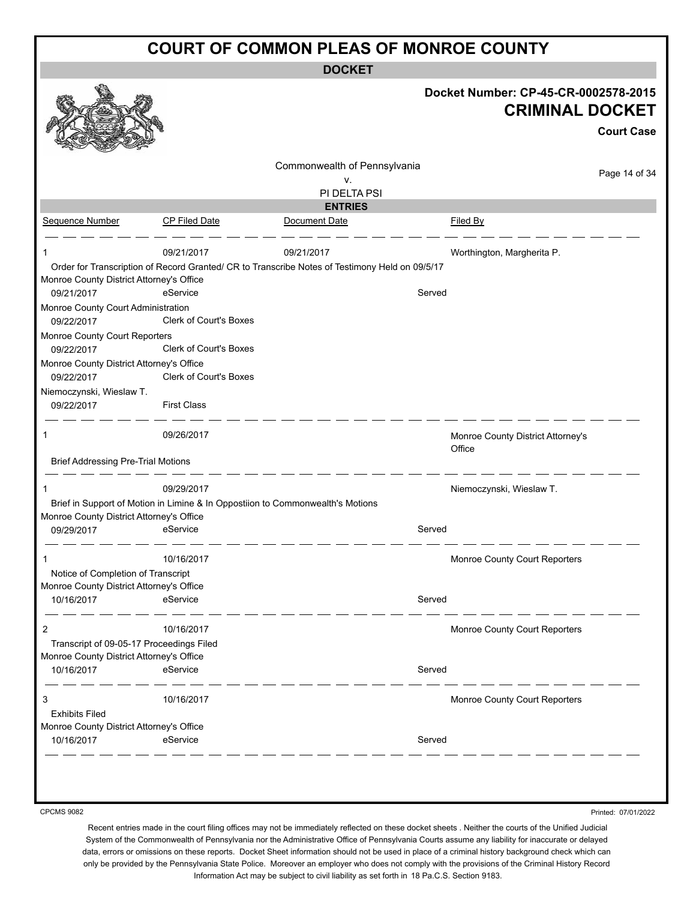# COURT OF COMMON PLEAS OF MONROE COUNTY

**DOCKET**

**Docket Number: CP-45-CR-0002578-2015**

**CRIMINAL DOCKET**

**Court Case**

Commonwealth of Pennsylvania
v.
PI DELTA PSI

**ENTRIES**

| Sequence Number | CP Filed Date | Document Date | | Filed By |
|---|---|---|---|---|
| 1 | 09/21/2017 | 09/21/2017 | | Worthington, Margherita P. |
| Order for Transcription of Record Granted/ CR to Transcribe Notes of Testimony Held on 09/5/17 | | | | |
| Monroe County District Attorney's Office | | | | |
| 09/21/2017 | eService | | Served | |
| Monroe County Court Administration | | | | |
| 09/22/2017 | Clerk of Court's Boxes | | | |
| Monroe County Court Reporters | | | | |
| 09/22/2017 | Clerk of Court's Boxes | | | |
| Monroe County District Attorney's Office | | | | |
| 09/22/2017 | Clerk of Court's Boxes | | | |
| Niemoczynski, Wieslaw T. | | | | |
| 09/22/2017 | First Class | | | |
| 1 | 09/26/2017 | | | Monroe County District Attorney's Office |
| Brief Addressing Pre-Trial Motions | | | | |
| 1 | 09/29/2017 | | | Niemoczynski, Wieslaw T. |
| Brief in Support of Motion in Limine & In Oppostiion to Commonwealth's Motions | | | | |
| Monroe County District Attorney's Office | | | | |
| 09/29/2017 | eService | | Served | |
| 1 | 10/16/2017 | | | Monroe County Court Reporters |
| Notice of Completion of Transcript | | | | |
| Monroe County District Attorney's Office | | | | |
| 10/16/2017 | eService | | Served | |
| 2 | 10/16/2017 | | | Monroe County Court Reporters |
| Transcript of 09-05-17 Proceedings Filed | | | | |
| Monroe County District Attorney's Office | | | | |
| 10/16/2017 | eService | | Served | |
| 3 | 10/16/2017 | | | Monroe County Court Reporters |
| Exhibits Filed | | | | |
| Monroe County District Attorney's Office | | | | |
| 10/16/2017 | eService | | Served | |

CPCMS 9082

Printed: 07/01/2022

Recent entries made in the court filing offices may not be immediately reflected on these docket sheets . Neither the courts of the Unified Judicial System of the Commonwealth of Pennsylvania nor the Administrative Office of Pennsylvania Courts assume any liability for inaccurate or delayed data, errors or omissions on these reports. Docket Sheet information should not be used in place of a criminal history background check which can only be provided by the Pennsylvania State Police. Moreover an employer who does not comply with the provisions of the Criminal History Record Information Act may be subject to civil liability as set forth in 18 Pa.C.S. Section 9183.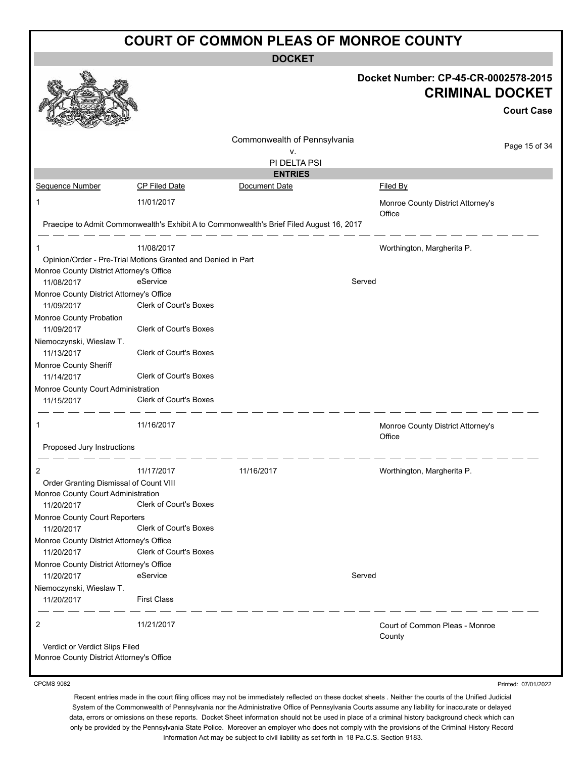# COURT OF COMMON PLEAS OF MONROE COUNTY

**DOCKET**

**Docket Number: CP-45-CR-0002578-2015**

**CRIMINAL DOCKET**

**Court Case**

Commonwealth of Pennsylvania
v.
PI DELTA PSI

**ENTRIES**

| Sequence Number | CP Filed Date | Document Date | | Filed By |
|---|---|---|---|---|
| 1 | 11/01/2017 | | | Monroe County District Attorney's Office |
| Praecipe to Admit Commonwealth's Exhibit A to Commonwealth's Brief Filed August 16, 2017 | | | | |
| 1 | 11/08/2017 | | | Worthington, Margherita P. |
| Opinion/Order - Pre-Trial Motions Granted and Denied in Part | | | | |
| Monroe County District Attorney's Office | | | | |
| 11/08/2017 | eService | | Served | |
| Monroe County District Attorney's Office | | | | |
| 11/09/2017 | Clerk of Court's Boxes | | | |
| Monroe County Probation | | | | |
| 11/09/2017 | Clerk of Court's Boxes | | | |
| Niemoczynski, Wieslaw T. | | | | |
| 11/13/2017 | Clerk of Court's Boxes | | | |
| Monroe County Sheriff | | | | |
| 11/14/2017 | Clerk of Court's Boxes | | | |
| Monroe County Court Administration | | | | |
| 11/15/2017 | Clerk of Court's Boxes | | | |
| 1 | 11/16/2017 | | | Monroe County District Attorney's Office |
| Proposed Jury Instructions | | | | |
| 2 | 11/17/2017 | 11/16/2017 | | Worthington, Margherita P. |
| Order Granting Dismissal of Count VIII | | | | |
| Monroe County Court Administration | | | | |
| 11/20/2017 | Clerk of Court's Boxes | | | |
| Monroe County Court Reporters | | | | |
| 11/20/2017 | Clerk of Court's Boxes | | | |
| Monroe County District Attorney's Office | | | | |
| 11/20/2017 | Clerk of Court's Boxes | | | |
| Monroe County District Attorney's Office | | | | |
| 11/20/2017 | eService | | Served | |
| Niemoczynski, Wieslaw T. | | | | |
| 11/20/2017 | First Class | | | |
| 2 | 11/21/2017 | | | Court of Common Pleas - Monroe County |
| Verdict or Verdict Slips Filed | | | | |
| Monroe County District Attorney's Office | | | | |

CPCMS 9082

Printed: 07/01/2022

Recent entries made in the court filing offices may not be immediately reflected on these docket sheets . Neither the courts of the Unified Judicial System of the Commonwealth of Pennsylvania nor the Administrative Office of Pennsylvania Courts assume any liability for inaccurate or delayed data, errors or omissions on these reports. Docket Sheet information should not be used in place of a criminal history background check which can only be provided by the Pennsylvania State Police. Moreover an employer who does not comply with the provisions of the Criminal History Record Information Act may be subject to civil liability as set forth in 18 Pa.C.S. Section 9183.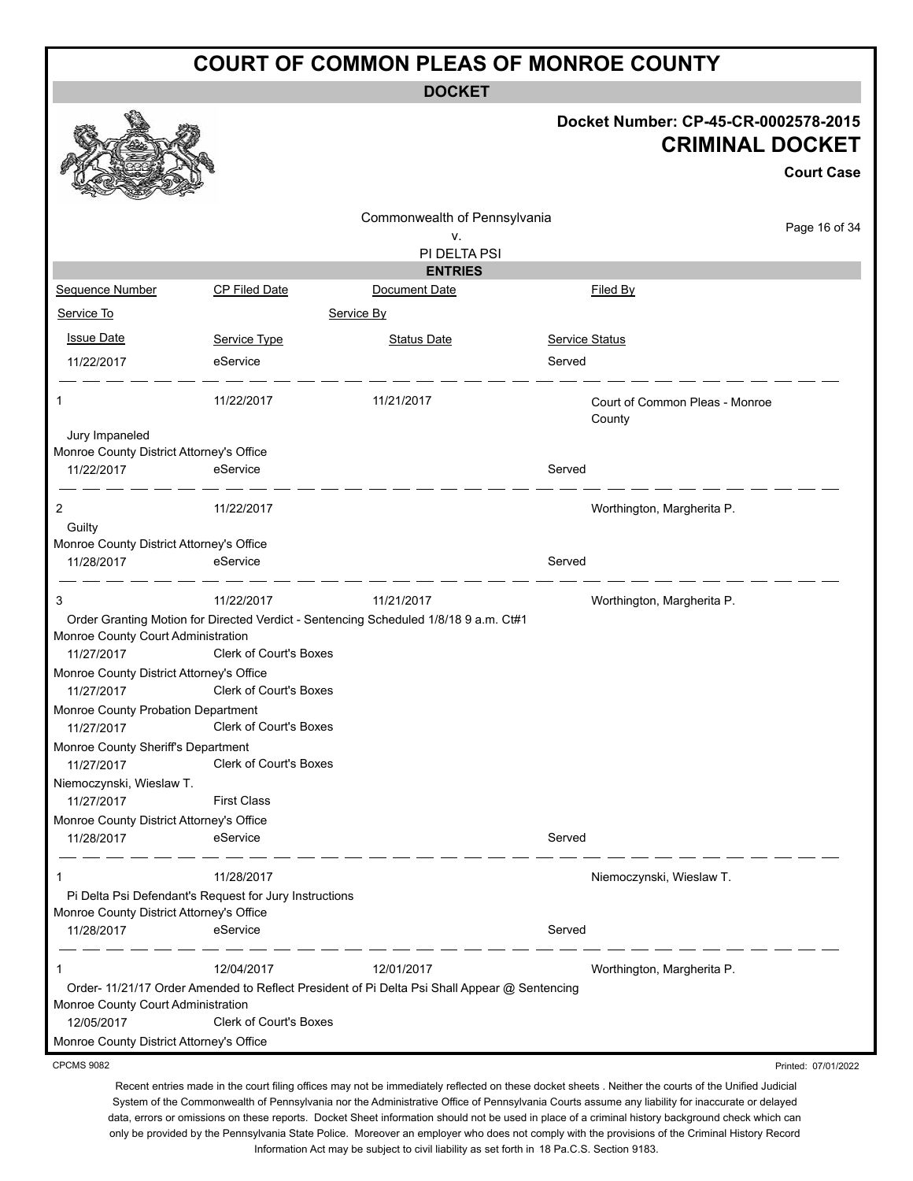# COURT OF COMMON PLEAS OF MONROE COUNTY

**DOCKET**

**Docket Number: CP-45-CR-0002578-2015**

**CRIMINAL DOCKET**

**Court Case**

Commonwealth of Pennsylvania
v.
PI DELTA PSI

**ENTRIES**

| Sequence Number | CP Filed Date | Document Date | Filed By |
|---|---|---|---|
| Service To | | Service By | |
| Issue Date | Service Type | Status Date | Service Status |

| | | | |
|---|---|---|---|
| 11/22/2017 | eService | | Served |

| | | | |
|---|---|---|---|
| 1 | 11/22/2017 | 11/21/2017 | Court of Common Pleas - Monroe County |
| Jury Impaneled | | | |
| Monroe County District Attorney's Office | | | |
| 11/22/2017 | eService | | Served |

| | | | |
|---|---|---|---|
| 2 | 11/22/2017 | | Worthington, Margherita P. |
| Guilty | | | |
| Monroe County District Attorney's Office | | | |
| 11/28/2017 | eService | | Served |

| | | | |
|---|---|---|---|
| 3 | 11/22/2017 | 11/21/2017 | Worthington, Margherita P. |
| Order Granting Motion for Directed Verdict - Sentencing Scheduled 1/8/18 9 a.m. Ct#1 | | | |
| Monroe County Court Administration | | | |
| 11/27/2017 | Clerk of Court's Boxes | | |
| Monroe County District Attorney's Office | | | |
| 11/27/2017 | Clerk of Court's Boxes | | |
| Monroe County Probation Department | | | |
| 11/27/2017 | Clerk of Court's Boxes | | |
| Monroe County Sheriff's Department | | | |
| 11/27/2017 | Clerk of Court's Boxes | | |
| Niemoczynski, Wieslaw T. | | | |
| 11/27/2017 | First Class | | |
| Monroe County District Attorney's Office | | | |
| 11/28/2017 | eService | | Served |

| | | | |
|---|---|---|---|
| 1 | 11/28/2017 | | Niemoczynski, Wieslaw T. |
| Pi Delta Psi Defendant's Request for Jury Instructions | | | |
| Monroe County District Attorney's Office | | | |
| 11/28/2017 | eService | | Served |

| | | | |
|---|---|---|---|
| 1 | 12/04/2017 | 12/01/2017 | Worthington, Margherita P. |
| Order- 11/21/17 Order Amended to Reflect President of Pi Delta Psi Shall Appear @ Sentencing | | | |
| Monroe County Court Administration | | | |
| 12/05/2017 | Clerk of Court's Boxes | | |
| Monroe County District Attorney's Office | | | |

CPCMS 9082

Printed: 07/01/2022

Recent entries made in the court filing offices may not be immediately reflected on these docket sheets . Neither the courts of the Unified Judicial System of the Commonwealth of Pennsylvania nor the Administrative Office of Pennsylvania Courts assume any liability for inaccurate or delayed data, errors or omissions on these reports. Docket Sheet information should not be used in place of a criminal history background check which can only be provided by the Pennsylvania State Police. Moreover an employer who does not comply with the provisions of the Criminal History Record Information Act may be subject to civil liability as set forth in 18 Pa.C.S. Section 9183.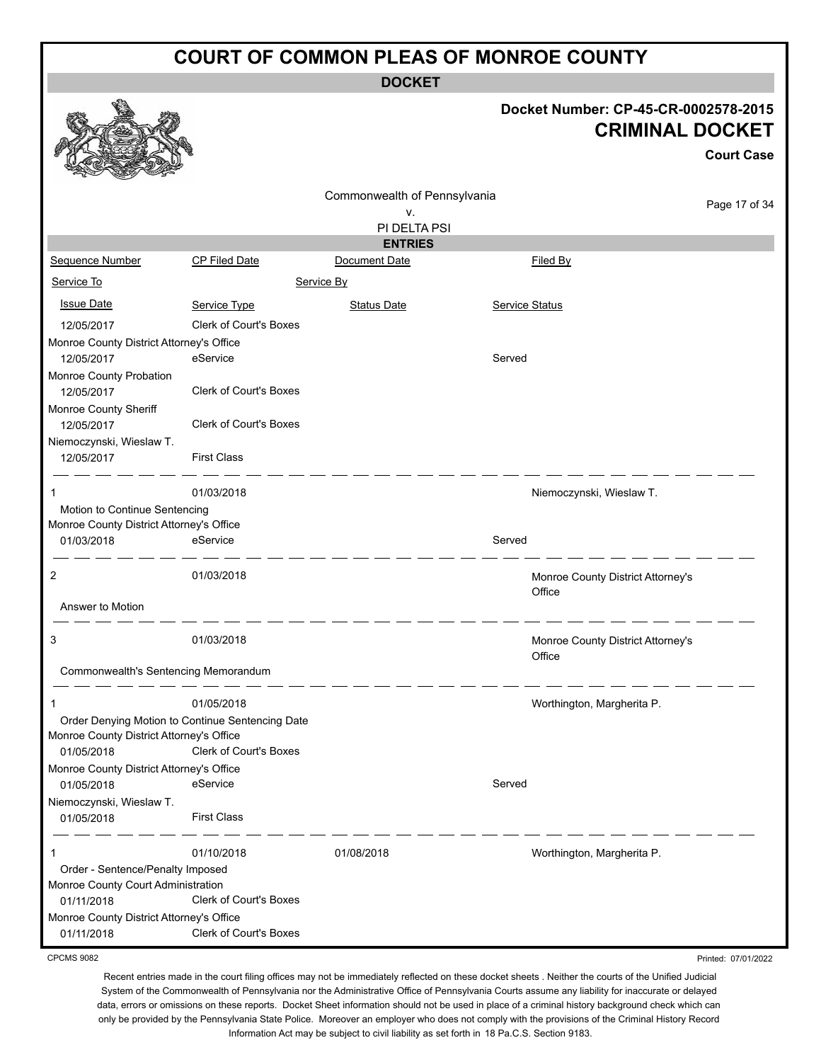# COURT OF COMMON PLEAS OF MONROE COUNTY

## DOCKET

**Docket Number: CP-45-CR-0002578-2015**

## CRIMINAL DOCKET

**Court Case**

Commonwealth of Pennsylvania
v.
PI DELTA PSI

### ENTRIES

| Sequence Number | CP Filed Date | Document Date | Filed By |
|---|---|---|---|
| Service To | Service By | | |
| Issue Date | Service Type | Status Date | Service Status |
| 12/05/2017 | Clerk of Court's Boxes | | |
| Monroe County District Attorney's Office | | | |
| 12/05/2017 | eService | | Served |
| Monroe County Probation | | | |
| 12/05/2017 | Clerk of Court's Boxes | | |
| Monroe County Sheriff | | | |
| 12/05/2017 | Clerk of Court's Boxes | | |
| Niemoczynski, Wieslaw T. | | | |
| 12/05/2017 | First Class | | |
| 1 | 01/03/2018 | | Niemoczynski, Wieslaw T. |
| Motion to Continue Sentencing | | | |
| Monroe County District Attorney's Office | | | |
| 01/03/2018 | eService | | Served |
| 2 | 01/03/2018 | | Monroe County District Attorney's Office |
| Answer to Motion | | | |
| 3 | 01/03/2018 | | Monroe County District Attorney's Office |
| Commonwealth's Sentencing Memorandum | | | |
| 1 | 01/05/2018 | | Worthington, Margherita P. |
| Order Denying Motion to Continue Sentencing Date | | | |
| Monroe County District Attorney's Office | | | |
| 01/05/2018 | Clerk of Court's Boxes | | |
| Monroe County District Attorney's Office | | | |
| 01/05/2018 | eService | | Served |
| Niemoczynski, Wieslaw T. | | | |
| 01/05/2018 | First Class | | |
| 1 | 01/10/2018 | 01/08/2018 | Worthington, Margherita P. |
| Order - Sentence/Penalty Imposed | | | |
| Monroe County Court Administration | | | |
| 01/11/2018 | Clerk of Court's Boxes | | |
| Monroe County District Attorney's Office | | | |
| 01/11/2018 | Clerk of Court's Boxes | | |

CPCMS 9082

Printed: 07/01/2022

Recent entries made in the court filing offices may not be immediately reflected on these docket sheets . Neither the courts of the Unified Judicial System of the Commonwealth of Pennsylvania nor the Administrative Office of Pennsylvania Courts assume any liability for inaccurate or delayed data, errors or omissions on these reports. Docket Sheet information should not be used in place of a criminal history background check which can only be provided by the Pennsylvania State Police. Moreover an employer who does not comply with the provisions of the Criminal History Record Information Act may be subject to civil liability as set forth in 18 Pa.C.S. Section 9183.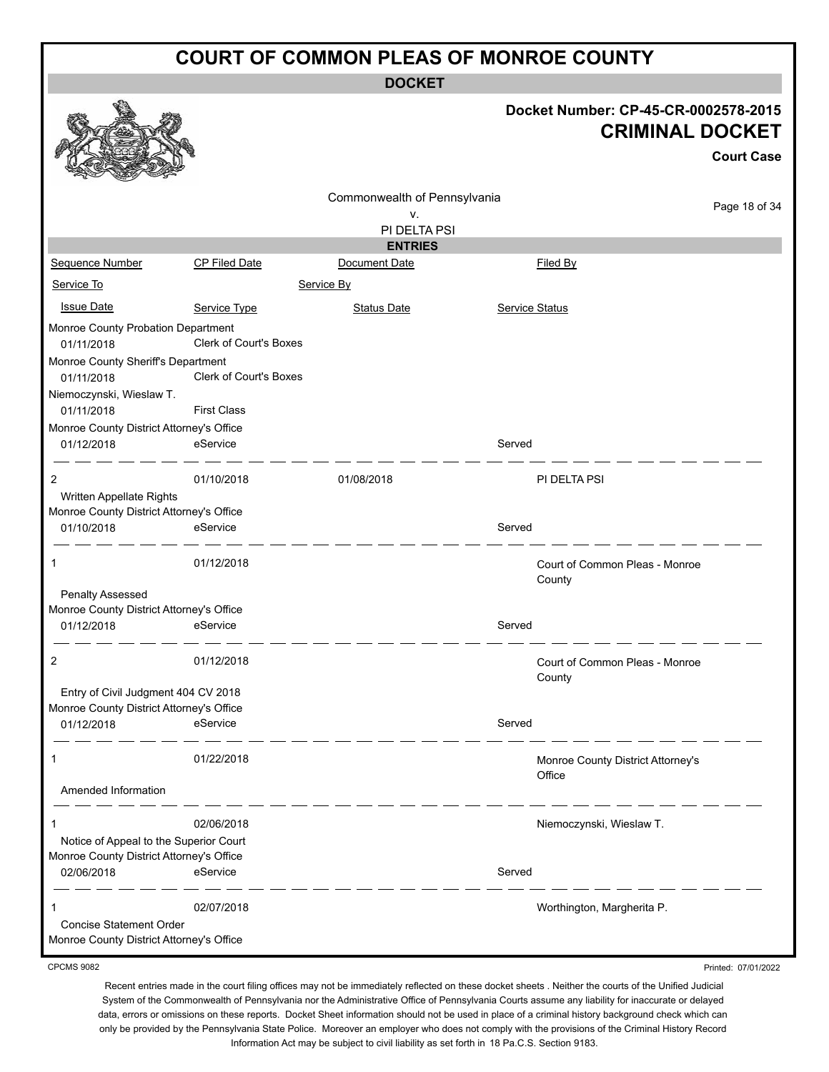# COURT OF COMMON PLEAS OF MONROE COUNTY

**DOCKET**

**Docket Number: CP-45-CR-0002578-2015**

**CRIMINAL DOCKET**

**Court Case**

Commonwealth of Pennsylvania
v.
PI DELTA PSI

**ENTRIES**

| Sequence Number | CP Filed Date | Document Date | Filed By |
|---|---|---|---|
| Service To | | Service By | |
| Issue Date | Service Type | Status Date | Service Status |
| Monroe County Probation Department | | | |
| 01/11/2018 | Clerk of Court's Boxes | | |
| Monroe County Sheriff's Department | | | |
| 01/11/2018 | Clerk of Court's Boxes | | |
| Niemoczynski, Wieslaw T. | | | |
| 01/11/2018 | First Class | | |
| Monroe County District Attorney's Office | | | |
| 01/12/2018 | eService | | Served |
| 2 | 01/10/2018 | 01/08/2018 | PI DELTA PSI |
| Written Appellate Rights | | | |
| Monroe County District Attorney's Office | | | |
| 01/10/2018 | eService | | Served |
| 1 | 01/12/2018 | | Court of Common Pleas - Monroe County |
| Penalty Assessed | | | |
| Monroe County District Attorney's Office | | | |
| 01/12/2018 | eService | | Served |
| 2 | 01/12/2018 | | Court of Common Pleas - Monroe County |
| Entry of Civil Judgment 404 CV 2018 | | | |
| Monroe County District Attorney's Office | | | |
| 01/12/2018 | eService | | Served |
| 1 | 01/22/2018 | | Monroe County District Attorney's Office |
| Amended Information | | | |
| 1 | 02/06/2018 | | Niemoczynski, Wieslaw T. |
| Notice of Appeal to the Superior Court | | | |
| Monroe County District Attorney's Office | | | |
| 02/06/2018 | eService | | Served |
| 1 | 02/07/2018 | | Worthington, Margherita P. |
| Concise Statement Order | | | |
| Monroe County District Attorney's Office | | | |

CPCMS 9082

Printed: 07/01/2022

Recent entries made in the court filing offices may not be immediately reflected on these docket sheets . Neither the courts of the Unified Judicial System of the Commonwealth of Pennsylvania nor the Administrative Office of Pennsylvania Courts assume any liability for inaccurate or delayed data, errors or omissions on these reports. Docket Sheet information should not be used in place of a criminal history background check which can only be provided by the Pennsylvania State Police. Moreover an employer who does not comply with the provisions of the Criminal History Record Information Act may be subject to civil liability as set forth in 18 Pa.C.S. Section 9183.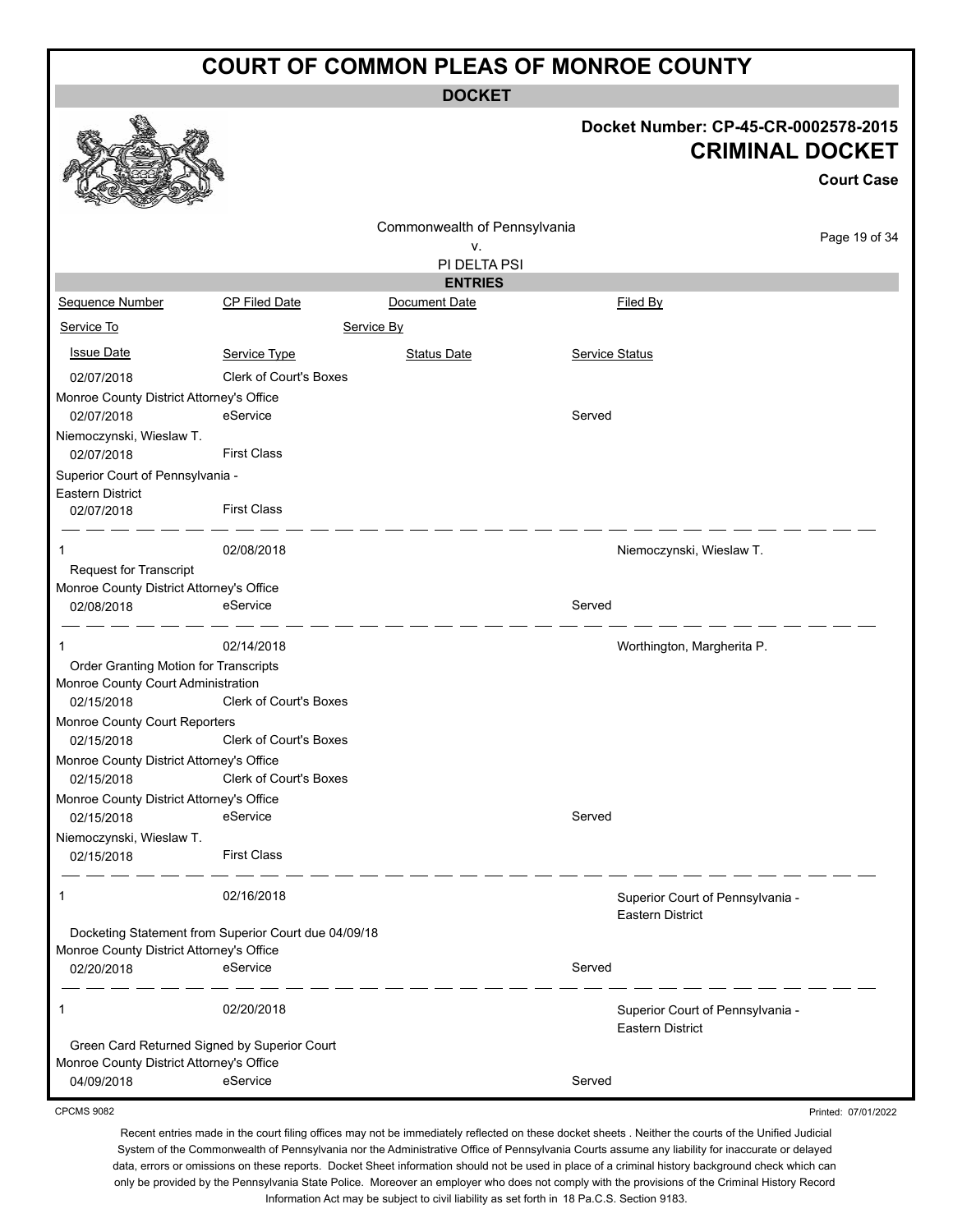# COURT OF COMMON PLEAS OF MONROE COUNTY

## DOCKET

**Docket Number: CP-45-CR-0002578-2015**

**CRIMINAL DOCKET**

**Court Case**

Commonwealth of Pennsylvania
v.
PI DELTA PSI

### ENTRIES

| Sequence Number | CP Filed Date | Document Date | Filed By |
|---|---|---|---|
| Service To | | Service By | |
| Issue Date | Service Type | Status Date | Service Status |
| 02/07/2018 | Clerk of Court's Boxes | | |
| Monroe County District Attorney's Office | | | |
| 02/07/2018 | eService | | Served |
| Niemoczynski, Wieslaw T. | | | |
| 02/07/2018 | First Class | | |
| Superior Court of Pennsylvania - Eastern District | | | |
| 02/07/2018 | First Class | | |
| 1 | 02/08/2018 | | Niemoczynski, Wieslaw T. |
| Request for Transcript | | | |
| Monroe County District Attorney's Office | | | |
| 02/08/2018 | eService | | Served |
| 1 | 02/14/2018 | | Worthington, Margherita P. |
| Order Granting Motion for Transcripts | | | |
| Monroe County Court Administration | | | |
| 02/15/2018 | Clerk of Court's Boxes | | |
| Monroe County Court Reporters | | | |
| 02/15/2018 | Clerk of Court's Boxes | | |
| Monroe County District Attorney's Office | | | |
| 02/15/2018 | Clerk of Court's Boxes | | |
| Monroe County District Attorney's Office | | | |
| 02/15/2018 | eService | | Served |
| Niemoczynski, Wieslaw T. | | | |
| 02/15/2018 | First Class | | |
| 1 | 02/16/2018 | | Superior Court of Pennsylvania - Eastern District |
| Docketing Statement from Superior Court due 04/09/18 | | | |
| Monroe County District Attorney's Office | | | |
| 02/20/2018 | eService | | Served |
| 1 | 02/20/2018 | | Superior Court of Pennsylvania - Eastern District |
| Green Card Returned Signed by Superior Court | | | |
| Monroe County District Attorney's Office | | | |
| 04/09/2018 | eService | | Served |

CPCMS 9082

Printed: 07/01/2022

Recent entries made in the court filing offices may not be immediately reflected on these docket sheets . Neither the courts of the Unified Judicial System of the Commonwealth of Pennsylvania nor the Administrative Office of Pennsylvania Courts assume any liability for inaccurate or delayed data, errors or omissions on these reports. Docket Sheet information should not be used in place of a criminal history background check which can only be provided by the Pennsylvania State Police. Moreover an employer who does not comply with the provisions of the Criminal History Record Information Act may be subject to civil liability as set forth in 18 Pa.C.S. Section 9183.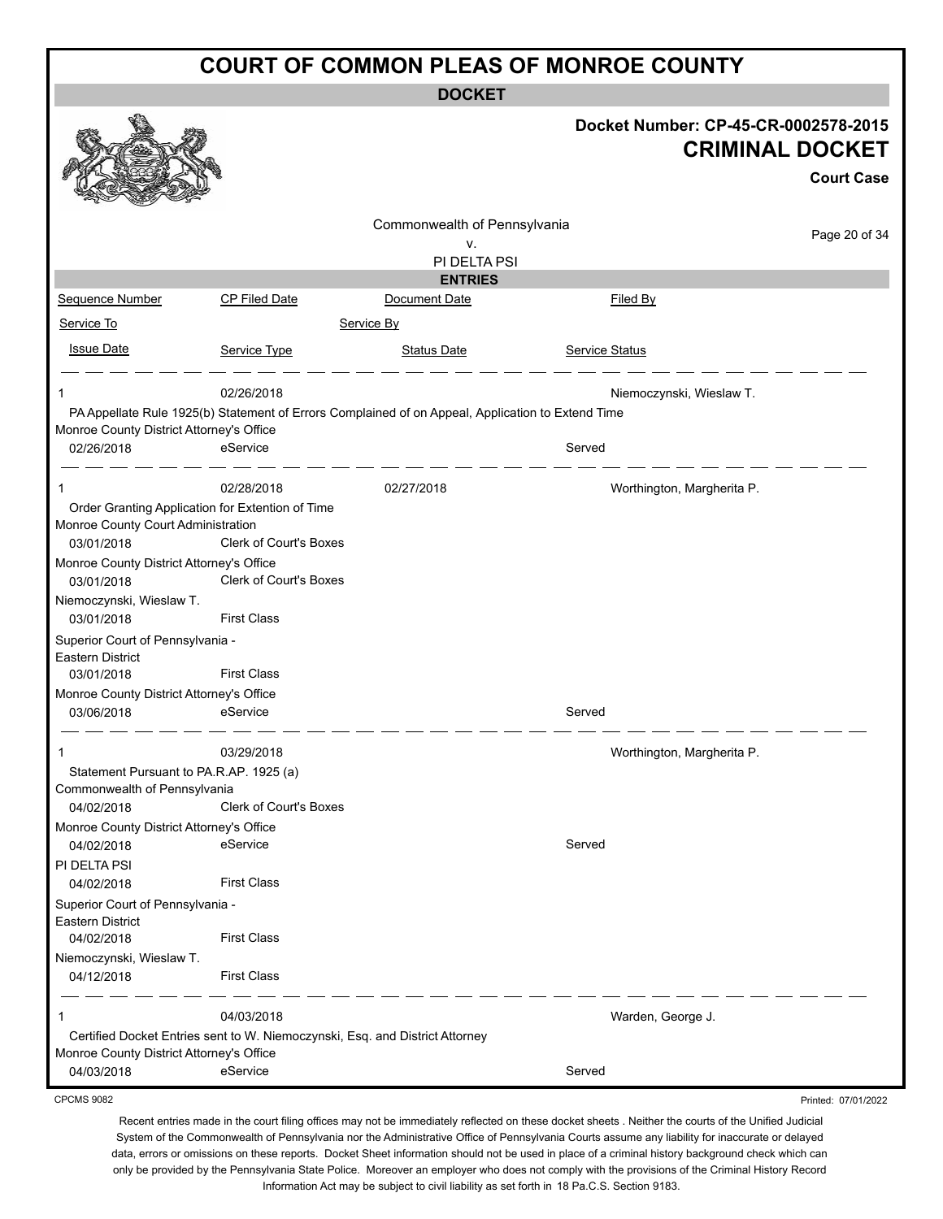# COURT OF COMMON PLEAS OF MONROE COUNTY

**DOCKET**

**Docket Number: CP-45-CR-0002578-2015**

## CRIMINAL DOCKET

**Court Case**

Commonwealth of Pennsylvania
v.
PI DELTA PSI

**ENTRIES**

| Sequence Number | CP Filed Date | Document Date | Filed By |
|---|---|---|---|
| Service To | | Service By | |
| Issue Date | Service Type | Status Date | Service Status |

---

**1** | 02/26/2018 | | Niemoczynski, Wieslaw T.

PA Appellate Rule 1925(b) Statement of Errors Complained of on Appeal, Application to Extend Time

| Service To | Issue Date | Service Type | Service Status |
|---|---|---|---|
| Monroe County District Attorney's Office | 02/26/2018 | eService | Served |

---

**1** | 02/28/2018 | 02/27/2018 | Worthington, Margherita P.

Order Granting Application for Extention of Time

| Service To | Issue Date | Service Type | Service Status |
|---|---|---|---|
| Monroe County Court Administration | 03/01/2018 | Clerk of Court's Boxes | |
| Monroe County District Attorney's Office | 03/01/2018 | Clerk of Court's Boxes | |
| Niemoczynski, Wieslaw T. | 03/01/2018 | First Class | |
| Superior Court of Pennsylvania - Eastern District | 03/01/2018 | First Class | |
| Monroe County District Attorney's Office | 03/06/2018 | eService | Served |

---

**1** | 03/29/2018 | | Worthington, Margherita P.

Statement Pursuant to PA.R.AP. 1925 (a)

| Service To | Issue Date | Service Type | Service Status |
|---|---|---|---|
| Commonwealth of Pennsylvania | 04/02/2018 | Clerk of Court's Boxes | |
| Monroe County District Attorney's Office | 04/02/2018 | eService | Served |
| PI DELTA PSI | 04/02/2018 | First Class | |
| Superior Court of Pennsylvania - Eastern District | 04/02/2018 | First Class | |
| Niemoczynski, Wieslaw T. | 04/12/2018 | First Class | |

---

**1** | 04/03/2018 | | Warden, George J.

Certified Docket Entries sent to W. Niemoczynski, Esq. and District Attorney

| Service To | Issue Date | Service Type | Service Status |
|---|---|---|---|
| Monroe County District Attorney's Office | 04/03/2018 | eService | Served |

CPCMS 9082

Printed: 07/01/2022

Recent entries made in the court filing offices may not be immediately reflected on these docket sheets . Neither the courts of the Unified Judicial System of the Commonwealth of Pennsylvania nor the Administrative Office of Pennsylvania Courts assume any liability for inaccurate or delayed data, errors or omissions on these reports. Docket Sheet information should not be used in place of a criminal history background check which can only be provided by the Pennsylvania State Police. Moreover an employer who does not comply with the provisions of the Criminal History Record Information Act may be subject to civil liability as set forth in 18 Pa.C.S. Section 9183.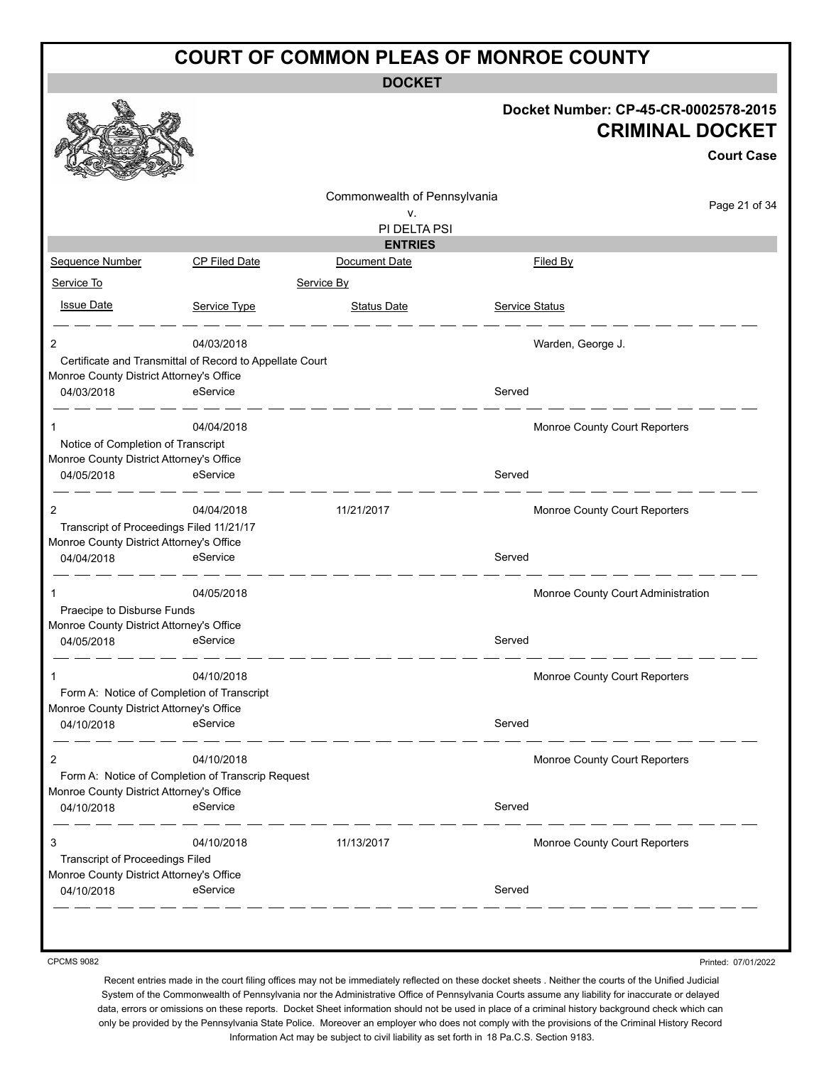# COURT OF COMMON PLEAS OF MONROE COUNTY

## DOCKET

**Docket Number: CP-45-CR-0002578-2015**

**CRIMINAL DOCKET**

**Court Case**

Commonwealth of Pennsylvania
v.
PI DELTA PSI

### ENTRIES

| Sequence Number | CP Filed Date | Document Date | Filed By |
|---|---|---|---|
| Service To | | Service By | |
| Issue Date | Service Type | Status Date | Service Status |
| 2 | 04/03/2018 | | Warden, George J. |
| Certificate and Transmittal of Record to Appellate Court | | | |
| Monroe County District Attorney's Office | | | |
| 04/03/2018 | eService | | Served |
| 1 | 04/04/2018 | | Monroe County Court Reporters |
| Notice of Completion of Transcript | | | |
| Monroe County District Attorney's Office | | | |
| 04/05/2018 | eService | | Served |
| 2 | 04/04/2018 | 11/21/2017 | Monroe County Court Reporters |
| Transcript of Proceedings Filed 11/21/17 | | | |
| Monroe County District Attorney's Office | | | |
| 04/04/2018 | eService | | Served |
| 1 | 04/05/2018 | | Monroe County Court Administration |
| Praecipe to Disburse Funds | | | |
| Monroe County District Attorney's Office | | | |
| 04/05/2018 | eService | | Served |
| 1 | 04/10/2018 | | Monroe County Court Reporters |
| Form A: Notice of Completion of Transcript | | | |
| Monroe County District Attorney's Office | | | |
| 04/10/2018 | eService | | Served |
| 2 | 04/10/2018 | | Monroe County Court Reporters |
| Form A: Notice of Completion of Transcrip Request | | | |
| Monroe County District Attorney's Office | | | |
| 04/10/2018 | eService | | Served |
| 3 | 04/10/2018 | 11/13/2017 | Monroe County Court Reporters |
| Transcript of Proceedings Filed | | | |
| Monroe County District Attorney's Office | | | |
| 04/10/2018 | eService | | Served |

CPCMS 9082

Printed: 07/01/2022

Recent entries made in the court filing offices may not be immediately reflected on these docket sheets . Neither the courts of the Unified Judicial System of the Commonwealth of Pennsylvania nor the Administrative Office of Pennsylvania Courts assume any liability for inaccurate or delayed data, errors or omissions on these reports. Docket Sheet information should not be used in place of a criminal history background check which can only be provided by the Pennsylvania State Police. Moreover an employer who does not comply with the provisions of the Criminal History Record Information Act may be subject to civil liability as set forth in 18 Pa.C.S. Section 9183.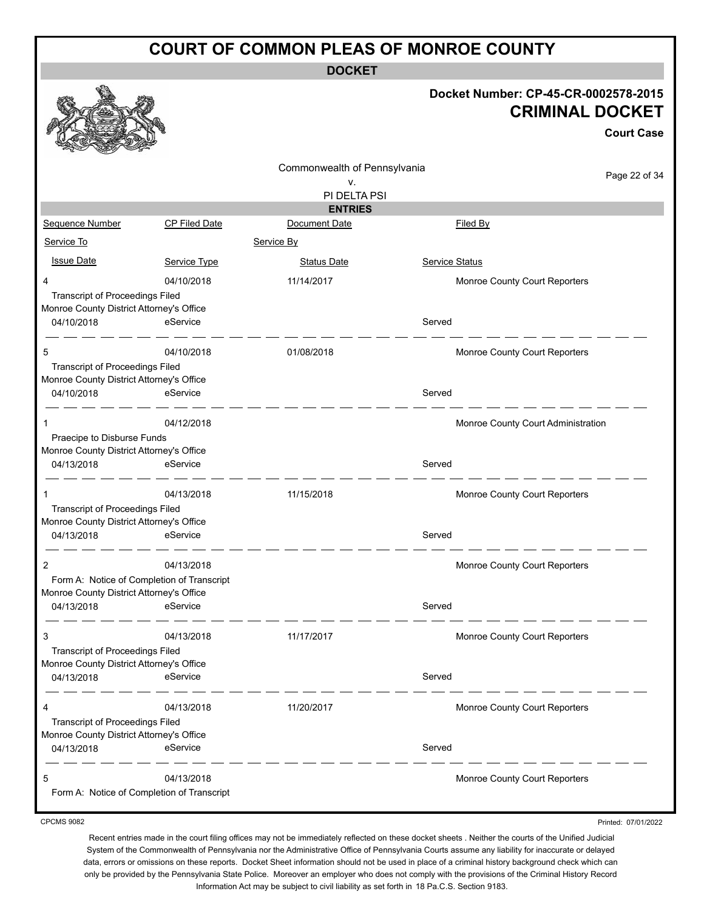# COURT OF COMMON PLEAS OF MONROE COUNTY

**DOCKET**

**Docket Number: CP-45-CR-0002578-2015**

**CRIMINAL DOCKET**

**Court Case**

Commonwealth of Pennsylvania
v.
PI DELTA PSI

**ENTRIES**

| Sequence Number | CP Filed Date | Document Date | Filed By |
|---|---|---|---|
| Service To | | Service By | |
| Issue Date | Service Type | Status Date | Service Status |
| 4 | 04/10/2018 | 11/14/2017 | Monroe County Court Reporters |
| Transcript of Proceedings Filed | | | |
| Monroe County District Attorney's Office | | | |
| 04/10/2018 | eService | | Served |
| 5 | 04/10/2018 | 01/08/2018 | Monroe County Court Reporters |
| Transcript of Proceedings Filed | | | |
| Monroe County District Attorney's Office | | | |
| 04/10/2018 | eService | | Served |
| 1 | 04/12/2018 | | Monroe County Court Administration |
| Praecipe to Disburse Funds | | | |
| Monroe County District Attorney's Office | | | |
| 04/13/2018 | eService | | Served |
| 1 | 04/13/2018 | 11/15/2018 | Monroe County Court Reporters |
| Transcript of Proceedings Filed | | | |
| Monroe County District Attorney's Office | | | |
| 04/13/2018 | eService | | Served |
| 2 | 04/13/2018 | | Monroe County Court Reporters |
| Form A: Notice of Completion of Transcript | | | |
| Monroe County District Attorney's Office | | | |
| 04/13/2018 | eService | | Served |
| 3 | 04/13/2018 | 11/17/2017 | Monroe County Court Reporters |
| Transcript of Proceedings Filed | | | |
| Monroe County District Attorney's Office | | | |
| 04/13/2018 | eService | | Served |
| 4 | 04/13/2018 | 11/20/2017 | Monroe County Court Reporters |
| Transcript of Proceedings Filed | | | |
| Monroe County District Attorney's Office | | | |
| 04/13/2018 | eService | | Served |
| 5 | 04/13/2018 | | Monroe County Court Reporters |
| Form A: Notice of Completion of Transcript | | | |

CPCMS 9082

Printed: 07/01/2022

Recent entries made in the court filing offices may not be immediately reflected on these docket sheets . Neither the courts of the Unified Judicial System of the Commonwealth of Pennsylvania nor the Administrative Office of Pennsylvania Courts assume any liability for inaccurate or delayed data, errors or omissions on these reports. Docket Sheet information should not be used in place of a criminal history background check which can only be provided by the Pennsylvania State Police. Moreover an employer who does not comply with the provisions of the Criminal History Record Information Act may be subject to civil liability as set forth in 18 Pa.C.S. Section 9183.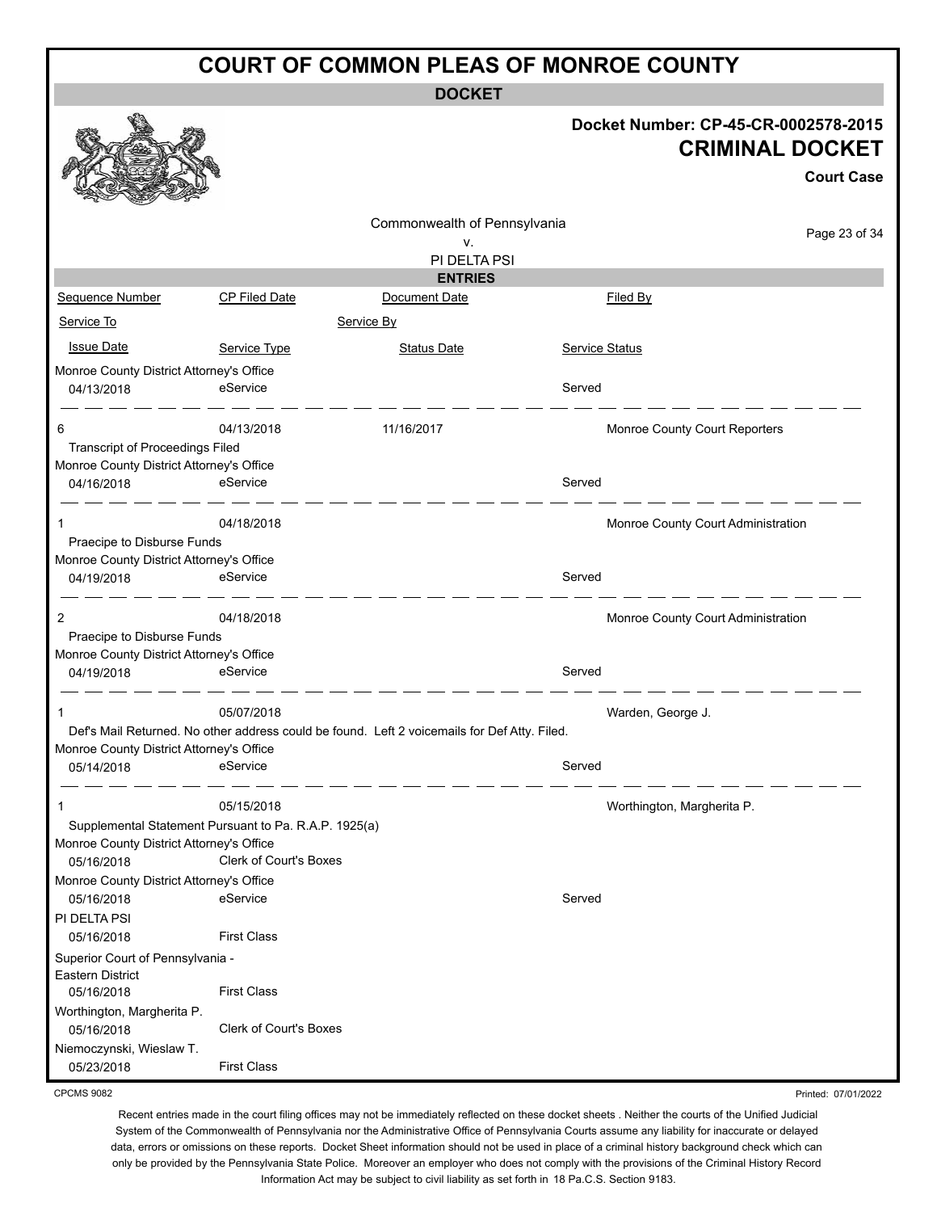# COURT OF COMMON PLEAS OF MONROE COUNTY

**DOCKET**

**Docket Number: CP-45-CR-0002578-2015**

**CRIMINAL DOCKET**

**Court Case**

Commonwealth of Pennsylvania
v.
PI DELTA PSI

**ENTRIES**

| Sequence Number | CP Filed Date | Document Date | Filed By |
|---|---|---|---|
| Service To | | Service By | |
| Issue Date | Service Type | Status Date | Service Status |
| Monroe County District Attorney's Office | | | |
| 04/13/2018 | eService | | Served |
| 6 | 04/13/2018 | 11/16/2017 | Monroe County Court Reporters |
| Transcript of Proceedings Filed | | | |
| Monroe County District Attorney's Office | | | |
| 04/16/2018 | eService | | Served |
| 1 | 04/18/2018 | | Monroe County Court Administration |
| Praecipe to Disburse Funds | | | |
| Monroe County District Attorney's Office | | | |
| 04/19/2018 | eService | | Served |
| 2 | 04/18/2018 | | Monroe County Court Administration |
| Praecipe to Disburse Funds | | | |
| Monroe County District Attorney's Office | | | |
| 04/19/2018 | eService | | Served |
| 1 | 05/07/2018 | | Warden, George J. |
| Def's Mail Returned. No other address could be found. Left 2 voicemails for Def Atty. Filed. | | | |
| Monroe County District Attorney's Office | | | |
| 05/14/2018 | eService | | Served |
| 1 | 05/15/2018 | | Worthington, Margherita P. |
| Supplemental Statement Pursuant to Pa. R.A.P. 1925(a) | | | |
| Monroe County District Attorney's Office | | | |
| 05/16/2018 | Clerk of Court's Boxes | | |
| Monroe County District Attorney's Office | | | |
| 05/16/2018 | eService | | Served |
| PI DELTA PSI | | | |
| 05/16/2018 | First Class | | |
| Superior Court of Pennsylvania - Eastern District | | | |
| 05/16/2018 | First Class | | |
| Worthington, Margherita P. | | | |
| 05/16/2018 | Clerk of Court's Boxes | | |
| Niemoczynski, Wieslaw T. | | | |
| 05/23/2018 | First Class | | |

CPCMS 9082 Printed: 07/01/2022

Recent entries made in the court filing offices may not be immediately reflected on these docket sheets . Neither the courts of the Unified Judicial System of the Commonwealth of Pennsylvania nor the Administrative Office of Pennsylvania Courts assume any liability for inaccurate or delayed data, errors or omissions on these reports. Docket Sheet information should not be used in place of a criminal history background check which can only be provided by the Pennsylvania State Police. Moreover an employer who does not comply with the provisions of the Criminal History Record Information Act may be subject to civil liability as set forth in 18 Pa.C.S. Section 9183.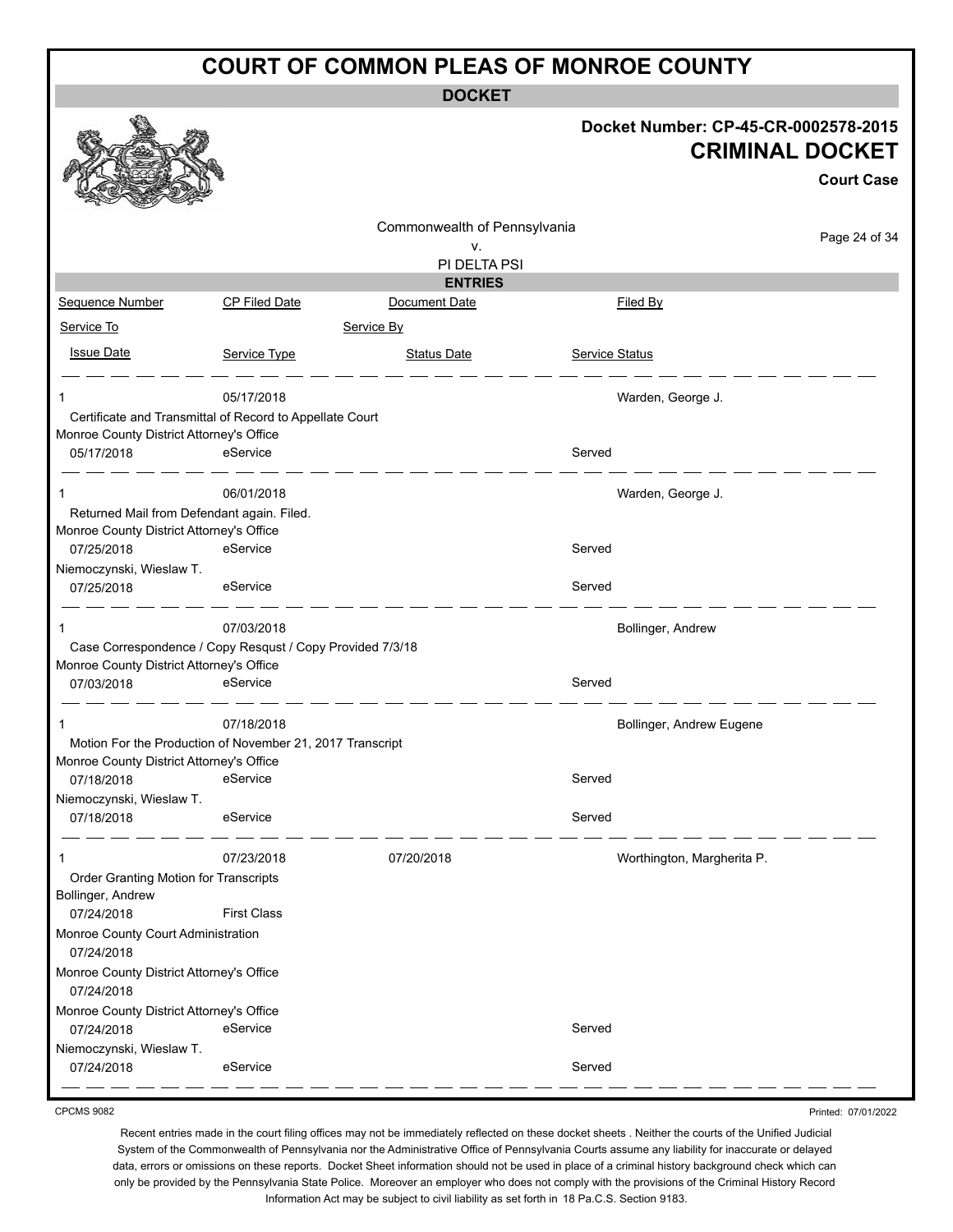# COURT OF COMMON PLEAS OF MONROE COUNTY

## DOCKET

**Docket Number: CP-45-CR-0002578-2015**

**CRIMINAL DOCKET**

**Court Case**

Commonwealth of Pennsylvania
v.
PI DELTA PSI

### ENTRIES

| Sequence Number | CP Filed Date | Document Date | Filed By |
|---|---|---|---|
| Service To | | Service By | |
| Issue Date | Service Type | Status Date | Service Status |

| Sequence Number | CP Filed Date | Document Date | Filed By |
|---|---|---|---|
| 1 | 05/17/2018 | | Warden, George J. |
| Certificate and Transmittal of Record to Appellate Court | | | |
| Monroe County District Attorney's Office | | | |
| 05/17/2018 | eService | | Served |
| 1 | 06/01/2018 | | Warden, George J. |
| Returned Mail from Defendant again. Filed. | | | |
| Monroe County District Attorney's Office | | | |
| 07/25/2018 | eService | | Served |
| Niemoczynski, Wieslaw T. | | | |
| 07/25/2018 | eService | | Served |
| 1 | 07/03/2018 | | Bollinger, Andrew |
| Case Correspondence / Copy Resqust / Copy Provided 7/3/18 | | | |
| Monroe County District Attorney's Office | | | |
| 07/03/2018 | eService | | Served |
| 1 | 07/18/2018 | | Bollinger, Andrew Eugene |
| Motion For the Production of November 21, 2017 Transcript | | | |
| Monroe County District Attorney's Office | | | |
| 07/18/2018 | eService | | Served |
| Niemoczynski, Wieslaw T. | | | |
| 07/18/2018 | eService | | Served |
| 1 | 07/23/2018 | 07/20/2018 | Worthington, Margherita P. |
| Order Granting Motion for Transcripts | | | |
| Bollinger, Andrew | | | |
| 07/24/2018 | First Class | | |
| Monroe County Court Administration | | | |
| 07/24/2018 | | | |
| Monroe County District Attorney's Office | | | |
| 07/24/2018 | | | |
| Monroe County District Attorney's Office | | | |
| 07/24/2018 | eService | | Served |
| Niemoczynski, Wieslaw T. | | | |
| 07/24/2018 | eService | | Served |

CPCMS 9082

Printed: 07/01/2022

Recent entries made in the court filing offices may not be immediately reflected on these docket sheets . Neither the courts of the Unified Judicial System of the Commonwealth of Pennsylvania nor the Administrative Office of Pennsylvania Courts assume any liability for inaccurate or delayed data, errors or omissions on these reports. Docket Sheet information should not be used in place of a criminal history background check which can only be provided by the Pennsylvania State Police. Moreover an employer who does not comply with the provisions of the Criminal History Record Information Act may be subject to civil liability as set forth in 18 Pa.C.S. Section 9183.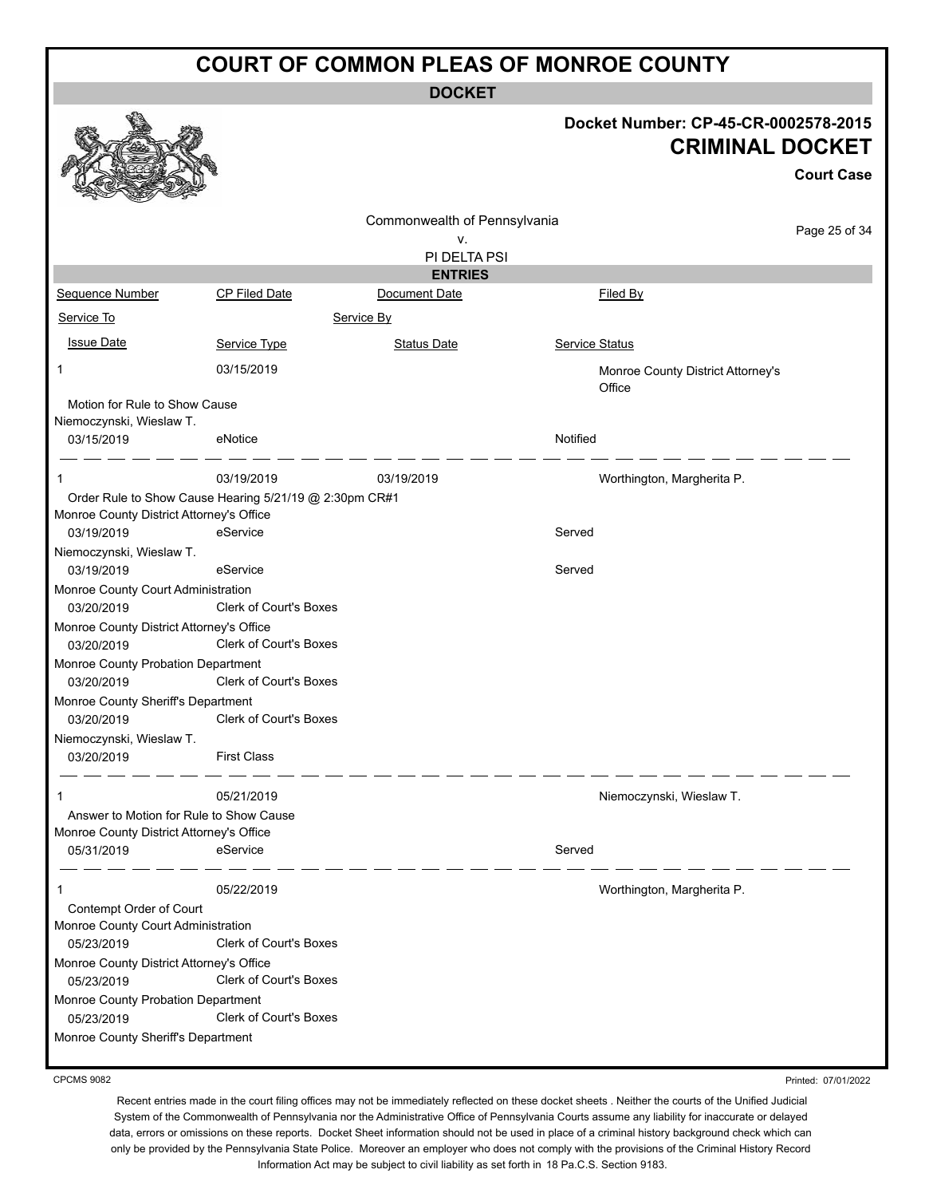# COURT OF COMMON PLEAS OF MONROE COUNTY

**DOCKET**

**Docket Number: CP-45-CR-0002578-2015**
**CRIMINAL DOCKET**
**Court Case**

Commonwealth of Pennsylvania
v.
PI DELTA PSI

**ENTRIES**

| Sequence Number | CP Filed Date | Document Date | Filed By |
|---|---|---|---|
| Service To | | Service By | |
| Issue Date | Service Type | Status Date | Service Status |
| 1 | 03/15/2019 | | Monroe County District Attorney's Office |
| Motion for Rule to Show Cause | | | |
| Niemoczynski, Wieslaw T. | | | |
| 03/15/2019 | eNotice | | Notified |
| 1 | 03/19/2019 | 03/19/2019 | Worthington, Margherita P. |
| Order Rule to Show Cause Hearing 5/21/19 @ 2:30pm CR#1 | | | |
| Monroe County District Attorney's Office | | | |
| 03/19/2019 | eService | | Served |
| Niemoczynski, Wieslaw T. | | | |
| 03/19/2019 | eService | | Served |
| Monroe County Court Administration | | | |
| 03/20/2019 | Clerk of Court's Boxes | | |
| Monroe County District Attorney's Office | | | |
| 03/20/2019 | Clerk of Court's Boxes | | |
| Monroe County Probation Department | | | |
| 03/20/2019 | Clerk of Court's Boxes | | |
| Monroe County Sheriff's Department | | | |
| 03/20/2019 | Clerk of Court's Boxes | | |
| Niemoczynski, Wieslaw T. | | | |
| 03/20/2019 | First Class | | |
| 1 | 05/21/2019 | | Niemoczynski, Wieslaw T. |
| Answer to Motion for Rule to Show Cause | | | |
| Monroe County District Attorney's Office | | | |
| 05/31/2019 | eService | | Served |
| 1 | 05/22/2019 | | Worthington, Margherita P. |
| Contempt Order of Court | | | |
| Monroe County Court Administration | | | |
| 05/23/2019 | Clerk of Court's Boxes | | |
| Monroe County District Attorney's Office | | | |
| 05/23/2019 | Clerk of Court's Boxes | | |
| Monroe County Probation Department | | | |
| 05/23/2019 | Clerk of Court's Boxes | | |
| Monroe County Sheriff's Department | | | |

CPCMS 9082

Printed: 07/01/2022

Recent entries made in the court filing offices may not be immediately reflected on these docket sheets . Neither the courts of the Unified Judicial System of the Commonwealth of Pennsylvania nor the Administrative Office of Pennsylvania Courts assume any liability for inaccurate or delayed data, errors or omissions on these reports. Docket Sheet information should not be used in place of a criminal history background check which can only be provided by the Pennsylvania State Police. Moreover an employer who does not comply with the provisions of the Criminal History Record Information Act may be subject to civil liability as set forth in 18 Pa.C.S. Section 9183.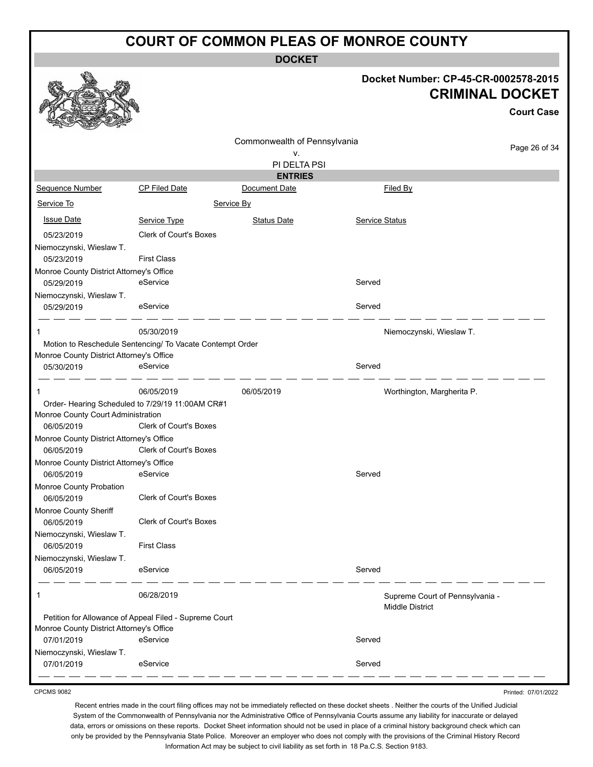# COURT OF COMMON PLEAS OF MONROE COUNTY

**DOCKET**

**Docket Number: CP-45-CR-0002578-2015**

**CRIMINAL DOCKET**

**Court Case**

Commonwealth of Pennsylvania
v.
PI DELTA PSI

**ENTRIES**

| Sequence Number | CP Filed Date | Document Date | Filed By |
|---|---|---|---|
| Service To | | Service By | |
| Issue Date | Service Type | Status Date | Service Status |
| 05/23/2019 | Clerk of Court's Boxes | | |
| Niemoczynski, Wieslaw T. | | | |
| 05/23/2019 | First Class | | |
| Monroe County District Attorney's Office | | | |
| 05/29/2019 | eService | | Served |
| Niemoczynski, Wieslaw T. | | | |
| 05/29/2019 | eService | | Served |
| 1 | 05/30/2019 | | Niemoczynski, Wieslaw T. |
| Motion to Reschedule Sentencing/ To Vacate Contempt Order | | | |
| Monroe County District Attorney's Office | | | |
| 05/30/2019 | eService | | Served |
| 1 | 06/05/2019 | 06/05/2019 | Worthington, Margherita P. |
| Order- Hearing Scheduled to 7/29/19 11:00AM CR#1 | | | |
| Monroe County Court Administration | | | |
| 06/05/2019 | Clerk of Court's Boxes | | |
| Monroe County District Attorney's Office | | | |
| 06/05/2019 | Clerk of Court's Boxes | | |
| Monroe County District Attorney's Office | | | |
| 06/05/2019 | eService | | Served |
| Monroe County Probation | | | |
| 06/05/2019 | Clerk of Court's Boxes | | |
| Monroe County Sheriff | | | |
| 06/05/2019 | Clerk of Court's Boxes | | |
| Niemoczynski, Wieslaw T. | | | |
| 06/05/2019 | First Class | | |
| Niemoczynski, Wieslaw T. | | | |
| 06/05/2019 | eService | | Served |
| 1 | 06/28/2019 | | Supreme Court of Pennsylvania - Middle District |
| Petition for Allowance of Appeal Filed - Supreme Court | | | |
| Monroe County District Attorney's Office | | | |
| 07/01/2019 | eService | | Served |
| Niemoczynski, Wieslaw T. | | | |
| 07/01/2019 | eService | | Served |

CPCMS 9082

Printed: 07/01/2022

Recent entries made in the court filing offices may not be immediately reflected on these docket sheets . Neither the courts of the Unified Judicial System of the Commonwealth of Pennsylvania nor the Administrative Office of Pennsylvania Courts assume any liability for inaccurate or delayed data, errors or omissions on these reports. Docket Sheet information should not be used in place of a criminal history background check which can only be provided by the Pennsylvania State Police. Moreover an employer who does not comply with the provisions of the Criminal History Record Information Act may be subject to civil liability as set forth in 18 Pa.C.S. Section 9183.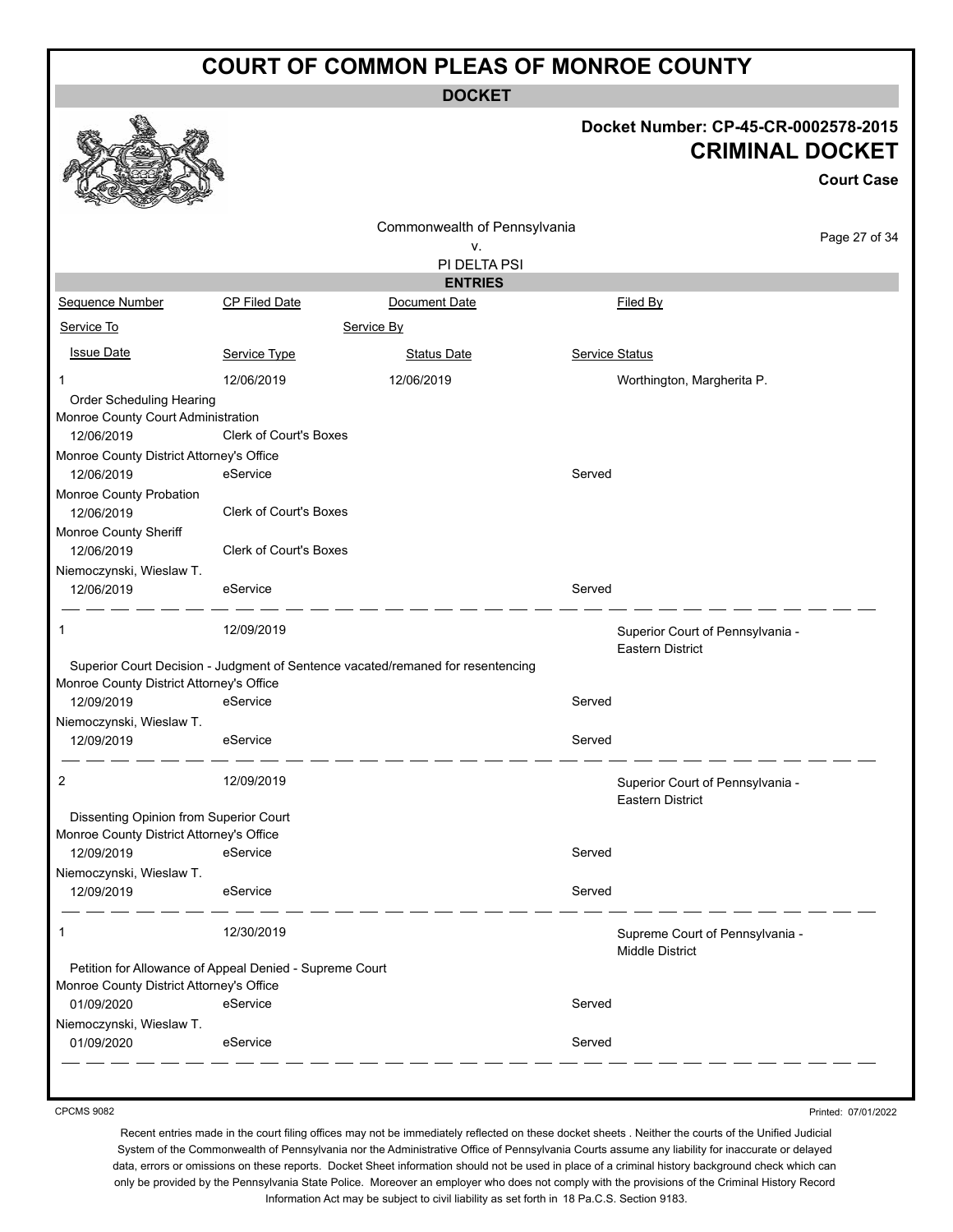# COURT OF COMMON PLEAS OF MONROE COUNTY

**DOCKET**

**Docket Number: CP-45-CR-0002578-2015**

**CRIMINAL DOCKET**

**Court Case**

Commonwealth of Pennsylvania
v.
PI DELTA PSI

**ENTRIES**

| Sequence Number | CP Filed Date | Document Date | | Filed By |
|---|---|---|---|---|
| Service To | | Service By | | |
| Issue Date | Service Type | Status Date | Service Status | |
| 1 | 12/06/2019 | 12/06/2019 | | Worthington, Margherita P. |
| Order Scheduling Hearing | | | | |
| Monroe County Court Administration | | | | |
| 12/06/2019 | Clerk of Court's Boxes | | | |
| Monroe County District Attorney's Office | | | | |
| 12/06/2019 | eService | | Served | |
| Monroe County Probation | | | | |
| 12/06/2019 | Clerk of Court's Boxes | | | |
| Monroe County Sheriff | | | | |
| 12/06/2019 | Clerk of Court's Boxes | | | |
| Niemoczynski, Wieslaw T. | | | | |
| 12/06/2019 | eService | | Served | |
| 1 | 12/09/2019 | | | Superior Court of Pennsylvania - Eastern District |
| Superior Court Decision - Judgment of Sentence vacated/remaned for resentencing | | | | |
| Monroe County District Attorney's Office | | | | |
| 12/09/2019 | eService | | Served | |
| Niemoczynski, Wieslaw T. | | | | |
| 12/09/2019 | eService | | Served | |
| 2 | 12/09/2019 | | | Superior Court of Pennsylvania - Eastern District |
| Dissenting Opinion from Superior Court | | | | |
| Monroe County District Attorney's Office | | | | |
| 12/09/2019 | eService | | Served | |
| Niemoczynski, Wieslaw T. | | | | |
| 12/09/2019 | eService | | Served | |
| 1 | 12/30/2019 | | | Supreme Court of Pennsylvania - Middle District |
| Petition for Allowance of Appeal Denied - Supreme Court | | | | |
| Monroe County District Attorney's Office | | | | |
| 01/09/2020 | eService | | Served | |
| Niemoczynski, Wieslaw T. | | | | |
| 01/09/2020 | eService | | Served | |

CPCMS 9082

Printed: 07/01/2022

Recent entries made in the court filing offices may not be immediately reflected on these docket sheets . Neither the courts of the Unified Judicial System of the Commonwealth of Pennsylvania nor the Administrative Office of Pennsylvania Courts assume any liability for inaccurate or delayed data, errors or omissions on these reports. Docket Sheet information should not be used in place of a criminal history background check which can only be provided by the Pennsylvania State Police. Moreover an employer who does not comply with the provisions of the Criminal History Record Information Act may be subject to civil liability as set forth in 18 Pa.C.S. Section 9183.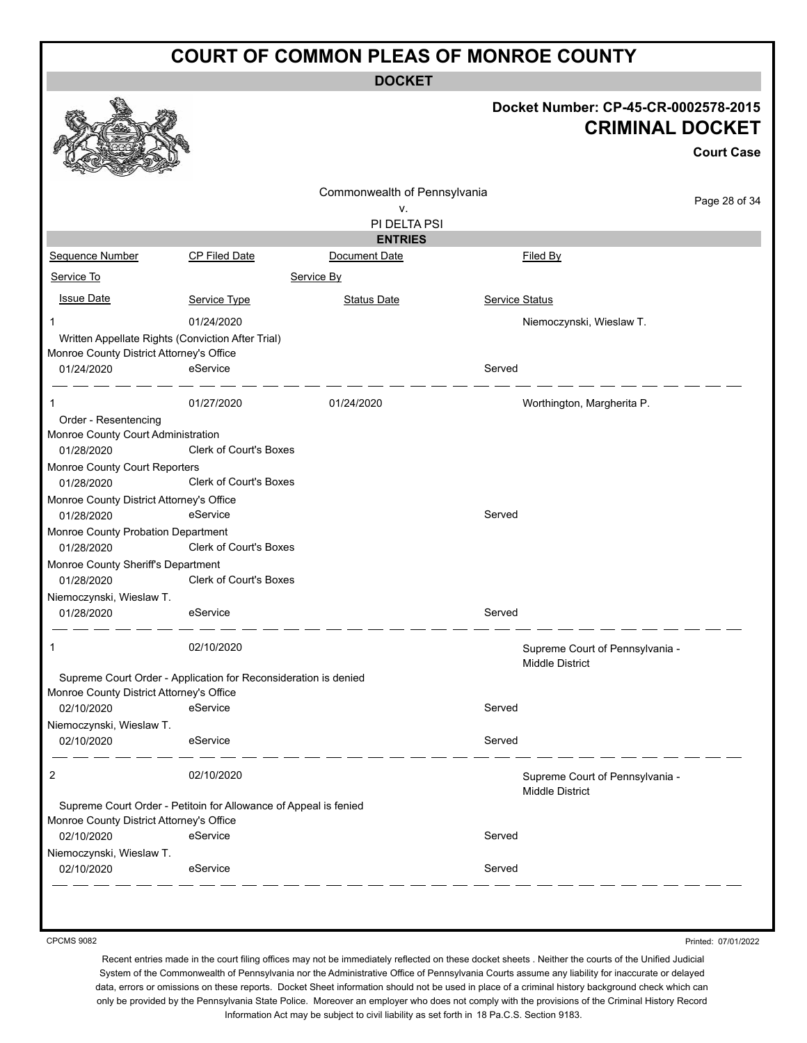# COURT OF COMMON PLEAS OF MONROE COUNTY

**DOCKET**

**Docket Number: CP-45-CR-0002578-2015**

**CRIMINAL DOCKET**

**Court Case**

Commonwealth of Pennsylvania
v.
PI DELTA PSI

**ENTRIES**

| Sequence Number | CP Filed Date | Document Date | Filed By |
|---|---|---|---|
| Service To | | Service By | |
| Issue Date | Service Type | Status Date | Service Status |
| 1 | 01/24/2020 | | Niemoczynski, Wieslaw T. |
| Written Appellate Rights (Conviction After Trial) | | | |
| Monroe County District Attorney's Office | | | |
| 01/24/2020 | eService | | Served |
| 1 | 01/27/2020 | 01/24/2020 | Worthington, Margherita P. |
| Order - Resentencing | | | |
| Monroe County Court Administration | | | |
| 01/28/2020 | Clerk of Court's Boxes | | |
| Monroe County Court Reporters | | | |
| 01/28/2020 | Clerk of Court's Boxes | | |
| Monroe County District Attorney's Office | | | |
| 01/28/2020 | eService | | Served |
| Monroe County Probation Department | | | |
| 01/28/2020 | Clerk of Court's Boxes | | |
| Monroe County Sheriff's Department | | | |
| 01/28/2020 | Clerk of Court's Boxes | | |
| Niemoczynski, Wieslaw T. | | | |
| 01/28/2020 | eService | | Served |
| 1 | 02/10/2020 | | Supreme Court of Pennsylvania - Middle District |
| Supreme Court Order - Application for Reconsideration is denied | | | |
| Monroe County District Attorney's Office | | | |
| 02/10/2020 | eService | | Served |
| Niemoczynski, Wieslaw T. | | | |
| 02/10/2020 | eService | | Served |
| 2 | 02/10/2020 | | Supreme Court of Pennsylvania - Middle District |
| Supreme Court Order - Petitoin for Allowance of Appeal is fenied | | | |
| Monroe County District Attorney's Office | | | |
| 02/10/2020 | eService | | Served |
| Niemoczynski, Wieslaw T. | | | |
| 02/10/2020 | eService | | Served |

CPCMS 9082

Printed: 07/01/2022

Recent entries made in the court filing offices may not be immediately reflected on these docket sheets . Neither the courts of the Unified Judicial System of the Commonwealth of Pennsylvania nor the Administrative Office of Pennsylvania Courts assume any liability for inaccurate or delayed data, errors or omissions on these reports. Docket Sheet information should not be used in place of a criminal history background check which can only be provided by the Pennsylvania State Police. Moreover an employer who does not comply with the provisions of the Criminal History Record Information Act may be subject to civil liability as set forth in 18 Pa.C.S. Section 9183.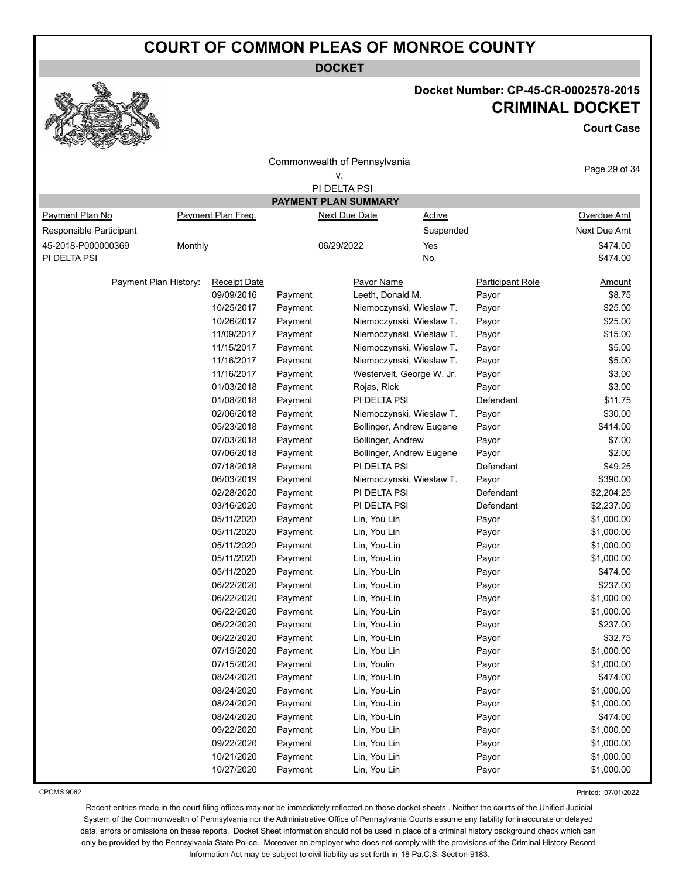# COURT OF COMMON PLEAS OF MONROE COUNTY

## DOCKET

**Docket Number: CP-45-CR-0002578-2015**

**CRIMINAL DOCKET**

**Court Case**

Commonwealth of Pennsylvania
v.
PI DELTA PSI

### PAYMENT PLAN SUMMARY

| Payment Plan No / Responsible Participant | Payment Plan Freq. | Next Due Date | Active / Suspended | Overdue Amt / Next Due Amt |
|---|---|---|---|---|
| 45-2018-P000000369 | Monthly | 06/29/2022 | Yes | $474.00 |
| PI DELTA PSI | | | No | $474.00 |

Payment Plan History:

| Receipt Date | | Payor Name | Participant Role | Amount |
|---|---|---|---|---|
| 09/09/2016 | Payment | Leeth, Donald M. | Payor | $8.75 |
| 10/25/2017 | Payment | Niemoczynski, Wieslaw T. | Payor | $25.00 |
| 10/26/2017 | Payment | Niemoczynski, Wieslaw T. | Payor | $25.00 |
| 11/09/2017 | Payment | Niemoczynski, Wieslaw T. | Payor | $15.00 |
| 11/15/2017 | Payment | Niemoczynski, Wieslaw T. | Payor | $5.00 |
| 11/16/2017 | Payment | Niemoczynski, Wieslaw T. | Payor | $5.00 |
| 11/16/2017 | Payment | Westervelt, George W. Jr. | Payor | $3.00 |
| 01/03/2018 | Payment | Rojas, Rick | Payor | $3.00 |
| 01/08/2018 | Payment | PI DELTA PSI | Defendant | $11.75 |
| 02/06/2018 | Payment | Niemoczynski, Wieslaw T. | Payor | $30.00 |
| 05/23/2018 | Payment | Bollinger, Andrew Eugene | Payor | $414.00 |
| 07/03/2018 | Payment | Bollinger, Andrew | Payor | $7.00 |
| 07/06/2018 | Payment | Bollinger, Andrew Eugene | Payor | $2.00 |
| 07/18/2018 | Payment | PI DELTA PSI | Defendant | $49.25 |
| 06/03/2019 | Payment | Niemoczynski, Wieslaw T. | Payor | $390.00 |
| 02/28/2020 | Payment | PI DELTA PSI | Defendant | $2,204.25 |
| 03/16/2020 | Payment | PI DELTA PSI | Defendant | $2,237.00 |
| 05/11/2020 | Payment | Lin, You Lin | Payor | $1,000.00 |
| 05/11/2020 | Payment | Lin, You Lin | Payor | $1,000.00 |
| 05/11/2020 | Payment | Lin, You-Lin | Payor | $1,000.00 |
| 05/11/2020 | Payment | Lin, You-Lin | Payor | $1,000.00 |
| 05/11/2020 | Payment | Lin, You-Lin | Payor | $474.00 |
| 06/22/2020 | Payment | Lin, You-Lin | Payor | $237.00 |
| 06/22/2020 | Payment | Lin, You-Lin | Payor | $1,000.00 |
| 06/22/2020 | Payment | Lin, You-Lin | Payor | $1,000.00 |
| 06/22/2020 | Payment | Lin, You-Lin | Payor | $237.00 |
| 06/22/2020 | Payment | Lin, You-Lin | Payor | $32.75 |
| 07/15/2020 | Payment | Lin, You Lin | Payor | $1,000.00 |
| 07/15/2020 | Payment | Lin, Youlin | Payor | $1,000.00 |
| 08/24/2020 | Payment | Lin, You-Lin | Payor | $474.00 |
| 08/24/2020 | Payment | Lin, You-Lin | Payor | $1,000.00 |
| 08/24/2020 | Payment | Lin, You-Lin | Payor | $1,000.00 |
| 08/24/2020 | Payment | Lin, You-Lin | Payor | $474.00 |
| 09/22/2020 | Payment | Lin, You Lin | Payor | $1,000.00 |
| 09/22/2020 | Payment | Lin, You Lin | Payor | $1,000.00 |
| 10/21/2020 | Payment | Lin, You Lin | Payor | $1,000.00 |
| 10/27/2020 | Payment | Lin, You Lin | Payor | $1,000.00 |

CPCMS 9082

Printed: 07/01/2022

Recent entries made in the court filing offices may not be immediately reflected on these docket sheets . Neither the courts of the Unified Judicial System of the Commonwealth of Pennsylvania nor the Administrative Office of Pennsylvania Courts assume any liability for inaccurate or delayed data, errors or omissions on these reports. Docket Sheet information should not be used in place of a criminal history background check which can only be provided by the Pennsylvania State Police. Moreover an employer who does not comply with the provisions of the Criminal History Record Information Act may be subject to civil liability as set forth in 18 Pa.C.S. Section 9183.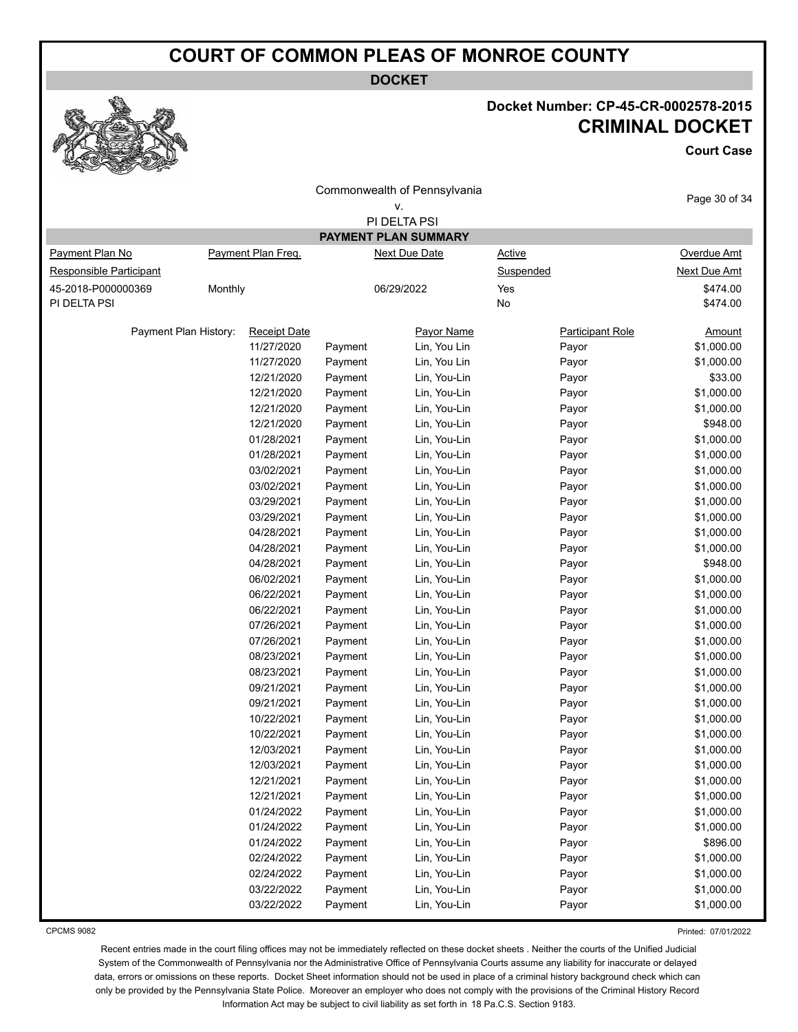# COURT OF COMMON PLEAS OF MONROE COUNTY

**DOCKET**

**Docket Number: CP-45-CR-0002578-2015**

## CRIMINAL DOCKET

**Court Case**

Commonwealth of Pennsylvania
v.
PI DELTA PSI

**PAYMENT PLAN SUMMARY**

| Payment Plan No | Payment Plan Freq. | Next Due Date | Active | Overdue Amt |
|---|---|---|---|---|
| Responsible Participant | | | Suspended | Next Due Amt |
| 45-2018-P000000369 | Monthly | 06/29/2022 | Yes | $474.00 |
| PI DELTA PSI | | | No | $474.00 |

Payment Plan History:

| Receipt Date | | Payor Name | Participant Role | Amount |
|---|---|---|---|---|
| 11/27/2020 | Payment | Lin, You Lin | Payor | $1,000.00 |
| 11/27/2020 | Payment | Lin, You Lin | Payor | $1,000.00 |
| 12/21/2020 | Payment | Lin, You-Lin | Payor | $33.00 |
| 12/21/2020 | Payment | Lin, You-Lin | Payor | $1,000.00 |
| 12/21/2020 | Payment | Lin, You-Lin | Payor | $1,000.00 |
| 12/21/2020 | Payment | Lin, You-Lin | Payor | $948.00 |
| 01/28/2021 | Payment | Lin, You-Lin | Payor | $1,000.00 |
| 01/28/2021 | Payment | Lin, You-Lin | Payor | $1,000.00 |
| 03/02/2021 | Payment | Lin, You-Lin | Payor | $1,000.00 |
| 03/02/2021 | Payment | Lin, You-Lin | Payor | $1,000.00 |
| 03/29/2021 | Payment | Lin, You-Lin | Payor | $1,000.00 |
| 03/29/2021 | Payment | Lin, You-Lin | Payor | $1,000.00 |
| 04/28/2021 | Payment | Lin, You-Lin | Payor | $1,000.00 |
| 04/28/2021 | Payment | Lin, You-Lin | Payor | $1,000.00 |
| 04/28/2021 | Payment | Lin, You-Lin | Payor | $948.00 |
| 06/02/2021 | Payment | Lin, You-Lin | Payor | $1,000.00 |
| 06/22/2021 | Payment | Lin, You-Lin | Payor | $1,000.00 |
| 06/22/2021 | Payment | Lin, You-Lin | Payor | $1,000.00 |
| 07/26/2021 | Payment | Lin, You-Lin | Payor | $1,000.00 |
| 07/26/2021 | Payment | Lin, You-Lin | Payor | $1,000.00 |
| 08/23/2021 | Payment | Lin, You-Lin | Payor | $1,000.00 |
| 08/23/2021 | Payment | Lin, You-Lin | Payor | $1,000.00 |
| 09/21/2021 | Payment | Lin, You-Lin | Payor | $1,000.00 |
| 09/21/2021 | Payment | Lin, You-Lin | Payor | $1,000.00 |
| 10/22/2021 | Payment | Lin, You-Lin | Payor | $1,000.00 |
| 10/22/2021 | Payment | Lin, You-Lin | Payor | $1,000.00 |
| 12/03/2021 | Payment | Lin, You-Lin | Payor | $1,000.00 |
| 12/03/2021 | Payment | Lin, You-Lin | Payor | $1,000.00 |
| 12/21/2021 | Payment | Lin, You-Lin | Payor | $1,000.00 |
| 12/21/2021 | Payment | Lin, You-Lin | Payor | $1,000.00 |
| 01/24/2022 | Payment | Lin, You-Lin | Payor | $1,000.00 |
| 01/24/2022 | Payment | Lin, You-Lin | Payor | $1,000.00 |
| 01/24/2022 | Payment | Lin, You-Lin | Payor | $896.00 |
| 02/24/2022 | Payment | Lin, You-Lin | Payor | $1,000.00 |
| 02/24/2022 | Payment | Lin, You-Lin | Payor | $1,000.00 |
| 03/22/2022 | Payment | Lin, You-Lin | Payor | $1,000.00 |
| 03/22/2022 | Payment | Lin, You-Lin | Payor | $1,000.00 |

CPCMS 9082

Printed: 07/01/2022

Recent entries made in the court filing offices may not be immediately reflected on these docket sheets . Neither the courts of the Unified Judicial System of the Commonwealth of Pennsylvania nor the Administrative Office of Pennsylvania Courts assume any liability for inaccurate or delayed data, errors or omissions on these reports. Docket Sheet information should not be used in place of a criminal history background check which can only be provided by the Pennsylvania State Police. Moreover an employer who does not comply with the provisions of the Criminal History Record Information Act may be subject to civil liability as set forth in 18 Pa.C.S. Section 9183.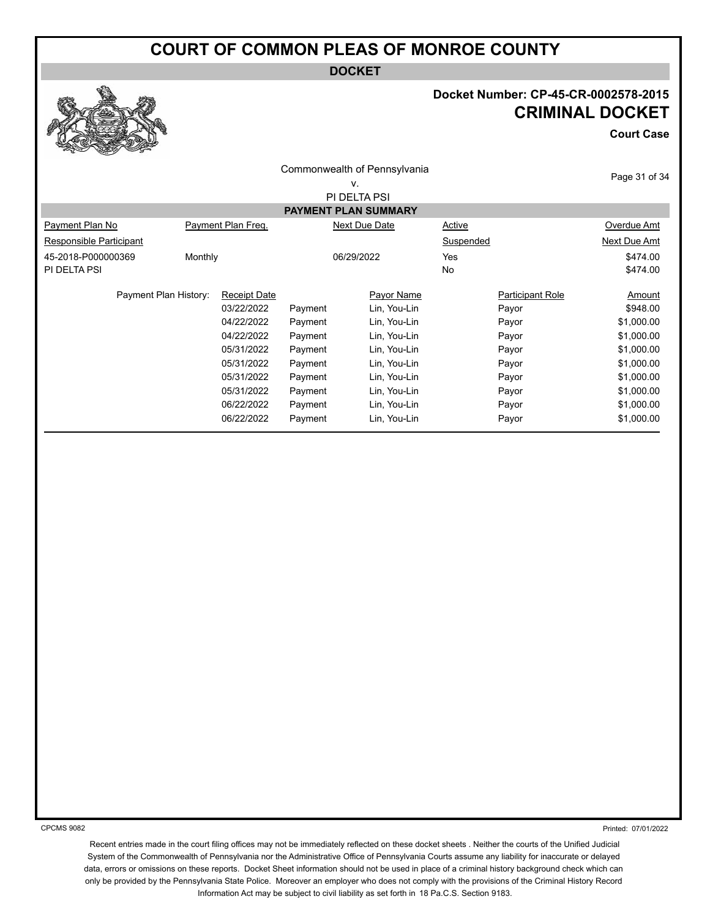# COURT OF COMMON PLEAS OF MONROE COUNTY

**DOCKET**

**Docket Number: CP-45-CR-0002578-2015**

## CRIMINAL DOCKET

**Court Case**

Commonwealth of Pennsylvania
v.
PI DELTA PSI

### PAYMENT PLAN SUMMARY

| Payment Plan No | Payment Plan Freq. | Next Due Date | Active | Overdue Amt |
|---|---|---|---|---|
| Responsible Participant | | | Suspended | Next Due Amt |
| 45-2018-P000000369 | Monthly | 06/29/2022 | Yes | $474.00 |
| PI DELTA PSI | | | No | $474.00 |

Payment Plan History:

| Receipt Date | | Payor Name | Participant Role | Amount |
|---|---|---|---|---|
| 03/22/2022 | Payment | Lin, You-Lin | Payor | $948.00 |
| 04/22/2022 | Payment | Lin, You-Lin | Payor | $1,000.00 |
| 04/22/2022 | Payment | Lin, You-Lin | Payor | $1,000.00 |
| 05/31/2022 | Payment | Lin, You-Lin | Payor | $1,000.00 |
| 05/31/2022 | Payment | Lin, You-Lin | Payor | $1,000.00 |
| 05/31/2022 | Payment | Lin, You-Lin | Payor | $1,000.00 |
| 05/31/2022 | Payment | Lin, You-Lin | Payor | $1,000.00 |
| 06/22/2022 | Payment | Lin, You-Lin | Payor | $1,000.00 |
| 06/22/2022 | Payment | Lin, You-Lin | Payor | $1,000.00 |

CPCMS 9082

Printed: 07/01/2022

Recent entries made in the court filing offices may not be immediately reflected on these docket sheets . Neither the courts of the Unified Judicial System of the Commonwealth of Pennsylvania nor the Administrative Office of Pennsylvania Courts assume any liability for inaccurate or delayed data, errors or omissions on these reports. Docket Sheet information should not be used in place of a criminal history background check which can only be provided by the Pennsylvania State Police. Moreover an employer who does not comply with the provisions of the Criminal History Record Information Act may be subject to civil liability as set forth in 18 Pa.C.S. Section 9183.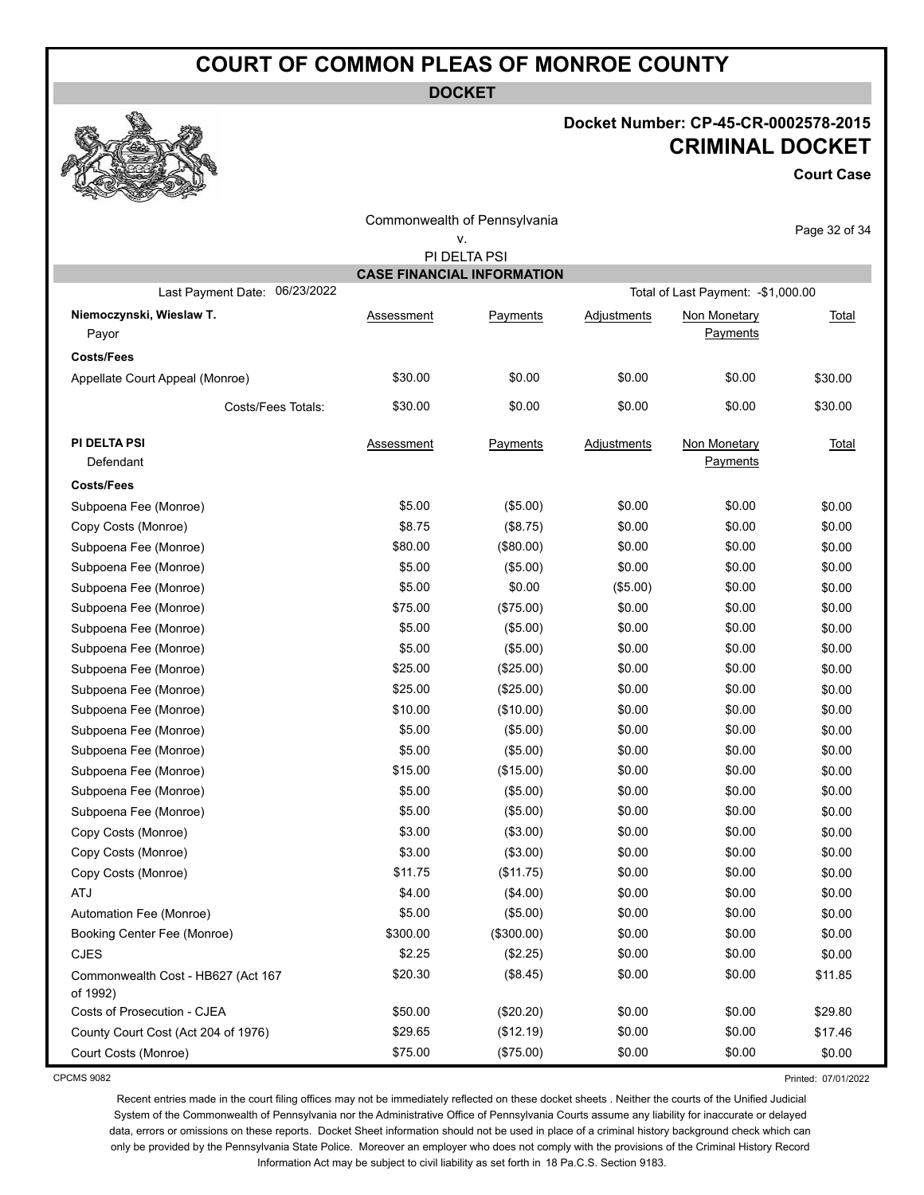# COURT OF COMMON PLEAS OF MONROE COUNTY

**DOCKET**

**Docket Number: CP-45-CR-0002578-2015**

## CRIMINAL DOCKET

**Court Case**

Commonwealth of Pennsylvania
v.
PI DELTA PSI

### CASE FINANCIAL INFORMATION

Last Payment Date: 06/23/2022 | Total of Last Payment: -$1,000.00

| **Niemoczynski, Wieslaw T.** Payor | Assessment | Payments | Adjustments | Non Monetary Payments | Total |
|---|---|---|---|---|---|
| **Costs/Fees** | | | | | |
| Appellate Court Appeal (Monroe) | $30.00 | $0.00 | $0.00 | $0.00 | $30.00 |
| Costs/Fees Totals: | $30.00 | $0.00 | $0.00 | $0.00 | $30.00 |

| **PI DELTA PSI** Defendant | Assessment | Payments | Adjustments | Non Monetary Payments | Total |
|---|---|---|---|---|---|
| **Costs/Fees** | | | | | |
| Subpoena Fee (Monroe) | $5.00 | ($5.00) | $0.00 | $0.00 | $0.00 |
| Copy Costs (Monroe) | $8.75 | ($8.75) | $0.00 | $0.00 | $0.00 |
| Subpoena Fee (Monroe) | $80.00 | ($80.00) | $0.00 | $0.00 | $0.00 |
| Subpoena Fee (Monroe) | $5.00 | ($5.00) | $0.00 | $0.00 | $0.00 |
| Subpoena Fee (Monroe) | $5.00 | $0.00 | ($5.00) | $0.00 | $0.00 |
| Subpoena Fee (Monroe) | $75.00 | ($75.00) | $0.00 | $0.00 | $0.00 |
| Subpoena Fee (Monroe) | $5.00 | ($5.00) | $0.00 | $0.00 | $0.00 |
| Subpoena Fee (Monroe) | $5.00 | ($5.00) | $0.00 | $0.00 | $0.00 |
| Subpoena Fee (Monroe) | $25.00 | ($25.00) | $0.00 | $0.00 | $0.00 |
| Subpoena Fee (Monroe) | $25.00 | ($25.00) | $0.00 | $0.00 | $0.00 |
| Subpoena Fee (Monroe) | $10.00 | ($10.00) | $0.00 | $0.00 | $0.00 |
| Subpoena Fee (Monroe) | $5.00 | ($5.00) | $0.00 | $0.00 | $0.00 |
| Subpoena Fee (Monroe) | $5.00 | ($5.00) | $0.00 | $0.00 | $0.00 |
| Subpoena Fee (Monroe) | $15.00 | ($15.00) | $0.00 | $0.00 | $0.00 |
| Subpoena Fee (Monroe) | $5.00 | ($5.00) | $0.00 | $0.00 | $0.00 |
| Subpoena Fee (Monroe) | $5.00 | ($5.00) | $0.00 | $0.00 | $0.00 |
| Copy Costs (Monroe) | $3.00 | ($3.00) | $0.00 | $0.00 | $0.00 |
| Copy Costs (Monroe) | $3.00 | ($3.00) | $0.00 | $0.00 | $0.00 |
| Copy Costs (Monroe) | $11.75 | ($11.75) | $0.00 | $0.00 | $0.00 |
| ATJ | $4.00 | ($4.00) | $0.00 | $0.00 | $0.00 |
| Automation Fee (Monroe) | $5.00 | ($5.00) | $0.00 | $0.00 | $0.00 |
| Booking Center Fee (Monroe) | $300.00 | ($300.00) | $0.00 | $0.00 | $0.00 |
| CJES | $2.25 | ($2.25) | $0.00 | $0.00 | $0.00 |
| Commonwealth Cost - HB627 (Act 167 of 1992) | $20.30 | ($8.45) | $0.00 | $0.00 | $11.85 |
| Costs of Prosecution - CJEA | $50.00 | ($20.20) | $0.00 | $0.00 | $29.80 |
| County Court Cost (Act 204 of 1976) | $29.65 | ($12.19) | $0.00 | $0.00 | $17.46 |
| Court Costs (Monroe) | $75.00 | ($75.00) | $0.00 | $0.00 | $0.00 |

CPCMS 9082 — Printed: 07/01/2022

Recent entries made in the court filing offices may not be immediately reflected on these docket sheets . Neither the courts of the Unified Judicial System of the Commonwealth of Pennsylvania nor the Administrative Office of Pennsylvania Courts assume any liability for inaccurate or delayed data, errors or omissions on these reports. Docket Sheet information should not be used in place of a criminal history background check which can only be provided by the Pennsylvania State Police. Moreover an employer who does not comply with the provisions of the Criminal History Record Information Act may be subject to civil liability as set forth in 18 Pa.C.S. Section 9183.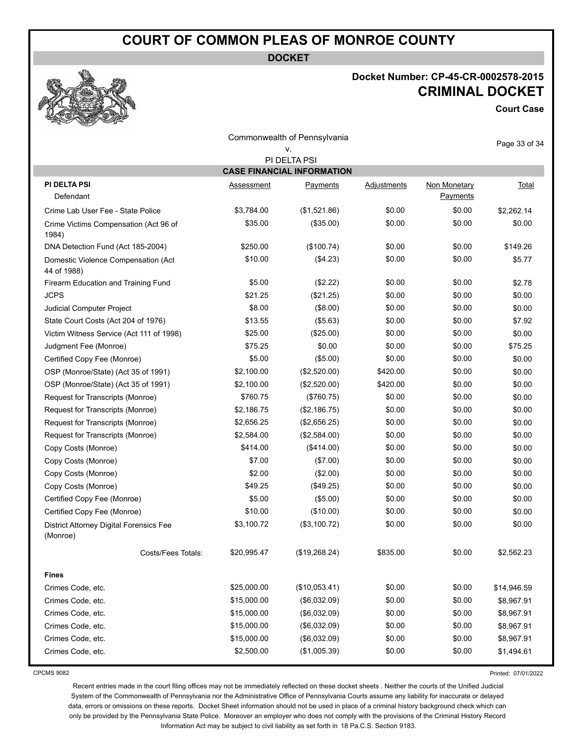# COURT OF COMMON PLEAS OF MONROE COUNTY

**DOCKET**

**Docket Number: CP-45-CR-0002578-2015**
**CRIMINAL DOCKET**
**Court Case**

Commonwealth of Pennsylvania
v.
PI DELTA PSI

## CASE FINANCIAL INFORMATION

| **PI DELTA PSI** Defendant | Assessment | Payments | Adjustments | Non Monetary Payments | Total |
|---|---|---|---|---|---|
| Crime Lab User Fee - State Police | $3,784.00 | ($1,521.86) | $0.00 | $0.00 | $2,262.14 |
| Crime Victims Compensation (Act 96 of 1984) | $35.00 | ($35.00) | $0.00 | $0.00 | $0.00 |
| DNA Detection Fund (Act 185-2004) | $250.00 | ($100.74) | $0.00 | $0.00 | $149.26 |
| Domestic Violence Compensation (Act 44 of 1988) | $10.00 | ($4.23) | $0.00 | $0.00 | $5.77 |
| Firearm Education and Training Fund | $5.00 | ($2.22) | $0.00 | $0.00 | $2.78 |
| JCPS | $21.25 | ($21.25) | $0.00 | $0.00 | $0.00 |
| Judicial Computer Project | $8.00 | ($8.00) | $0.00 | $0.00 | $0.00 |
| State Court Costs (Act 204 of 1976) | $13.55 | ($5.63) | $0.00 | $0.00 | $7.92 |
| Victim Witness Service (Act 111 of 1998) | $25.00 | ($25.00) | $0.00 | $0.00 | $0.00 |
| Judgment Fee (Monroe) | $75.25 | $0.00 | $0.00 | $0.00 | $75.25 |
| Certified Copy Fee (Monroe) | $5.00 | ($5.00) | $0.00 | $0.00 | $0.00 |
| OSP (Monroe/State) (Act 35 of 1991) | $2,100.00 | ($2,520.00) | $420.00 | $0.00 | $0.00 |
| OSP (Monroe/State) (Act 35 of 1991) | $2,100.00 | ($2,520.00) | $420.00 | $0.00 | $0.00 |
| Request for Transcripts (Monroe) | $760.75 | ($760.75) | $0.00 | $0.00 | $0.00 |
| Request for Transcripts (Monroe) | $2,186.75 | ($2,186.75) | $0.00 | $0.00 | $0.00 |
| Request for Transcripts (Monroe) | $2,656.25 | ($2,656.25) | $0.00 | $0.00 | $0.00 |
| Request for Transcripts (Monroe) | $2,584.00 | ($2,584.00) | $0.00 | $0.00 | $0.00 |
| Copy Costs (Monroe) | $414.00 | ($414.00) | $0.00 | $0.00 | $0.00 |
| Copy Costs (Monroe) | $7.00 | ($7.00) | $0.00 | $0.00 | $0.00 |
| Copy Costs (Monroe) | $2.00 | ($2.00) | $0.00 | $0.00 | $0.00 |
| Copy Costs (Monroe) | $49.25 | ($49.25) | $0.00 | $0.00 | $0.00 |
| Certified Copy Fee (Monroe) | $5.00 | ($5.00) | $0.00 | $0.00 | $0.00 |
| Certified Copy Fee (Monroe) | $10.00 | ($10.00) | $0.00 | $0.00 | $0.00 |
| District Attorney Digital Forensics Fee (Monroe) | $3,100.72 | ($3,100.72) | $0.00 | $0.00 | $0.00 |
| Costs/Fees Totals: | $20,995.47 | ($19,268.24) | $835.00 | $0.00 | $2,562.23 |
| **Fines** | | | | | |
| Crimes Code, etc. | $25,000.00 | ($10,053.41) | $0.00 | $0.00 | $14,946.59 |
| Crimes Code, etc. | $15,000.00 | ($6,032.09) | $0.00 | $0.00 | $8,967.91 |
| Crimes Code, etc. | $15,000.00 | ($6,032.09) | $0.00 | $0.00 | $8,967.91 |
| Crimes Code, etc. | $15,000.00 | ($6,032.09) | $0.00 | $0.00 | $8,967.91 |
| Crimes Code, etc. | $15,000.00 | ($6,032.09) | $0.00 | $0.00 | $8,967.91 |
| Crimes Code, etc. | $2,500.00 | ($1,005.39) | $0.00 | $0.00 | $1,494.61 |

CPCMS 9082 Printed: 07/01/2022

Recent entries made in the court filing offices may not be immediately reflected on these docket sheets . Neither the courts of the Unified Judicial System of the Commonwealth of Pennsylvania nor the Administrative Office of Pennsylvania Courts assume any liability for inaccurate or delayed data, errors or omissions on these reports. Docket Sheet information should not be used in place of a criminal history background check which can only be provided by the Pennsylvania State Police. Moreover an employer who does not comply with the provisions of the Criminal History Record Information Act may be subject to civil liability as set forth in 18 Pa.C.S. Section 9183.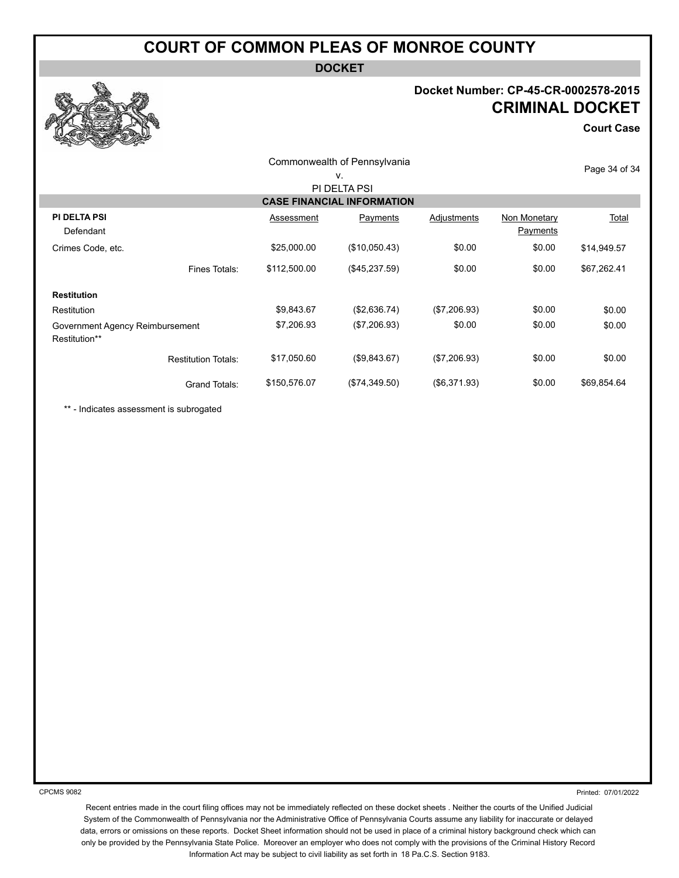# COURT OF COMMON PLEAS OF MONROE COUNTY

**DOCKET**

**Docket Number: CP-45-CR-0002578-2015**

## CRIMINAL DOCKET

**Court Case**

Commonwealth of Pennsylvania
v.
PI DELTA PSI

### CASE FINANCIAL INFORMATION

| PI DELTA PSI<br>Defendant | Assessment | Payments | Adjustments | Non Monetary Payments | Total |
|---|---|---|---|---|---|
| Crimes Code, etc. | $25,000.00 | ($10,050.43) | $0.00 | $0.00 | $14,949.57 |
| Fines Totals: | $112,500.00 | ($45,237.59) | $0.00 | $0.00 | $67,262.41 |
| **Restitution** | | | | | |
| Restitution | $9,843.67 | ($2,636.74) | ($7,206.93) | $0.00 | $0.00 |
| Government Agency Reimbursement Restitution** | $7,206.93 | ($7,206.93) | $0.00 | $0.00 | $0.00 |
| Restitution Totals: | $17,050.60 | ($9,843.67) | ($7,206.93) | $0.00 | $0.00 |
| Grand Totals: | $150,576.07 | ($74,349.50) | ($6,371.93) | $0.00 | $69,854.64 |

** - Indicates assessment is subrogated

CPCMS 9082

Printed: 07/01/2022

Recent entries made in the court filing offices may not be immediately reflected on these docket sheets . Neither the courts of the Unified Judicial System of the Commonwealth of Pennsylvania nor the Administrative Office of Pennsylvania Courts assume any liability for inaccurate or delayed data, errors or omissions on these reports. Docket Sheet information should not be used in place of a criminal history background check which can only be provided by the Pennsylvania State Police. Moreover an employer who does not comply with the provisions of the Criminal History Record Information Act may be subject to civil liability as set forth in 18 Pa.C.S. Section 9183.